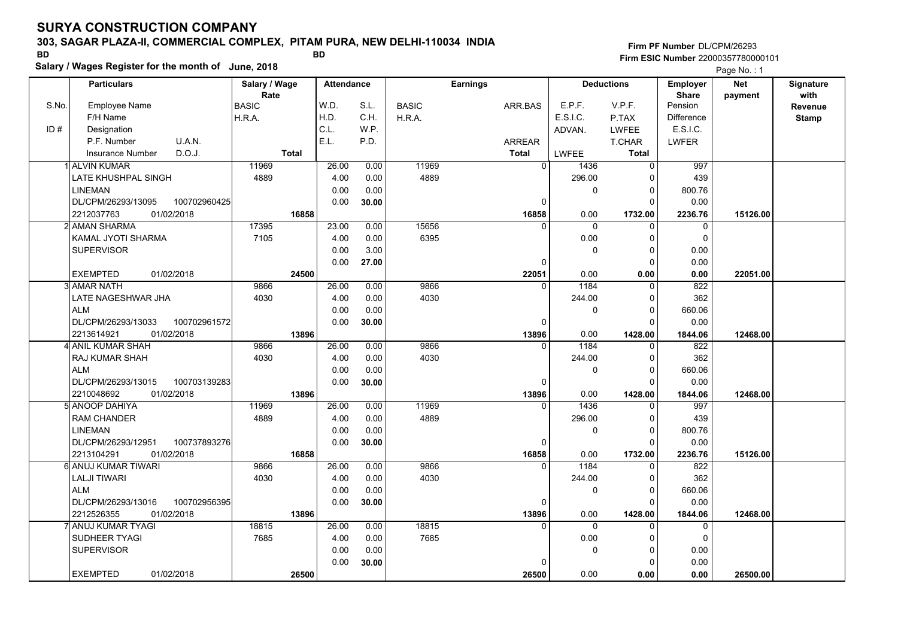# SURYA CONSTRUCTION COMPANY

**303, SAGAR PLAZA-II, COMMERCIAL COMPLEX, PITAM PURA, NEW DELHI-110034 INDIA**

BD BD

**Salary / Wages Register for the month of June, 2018**

**Firm PF Number** DL/CPM/26293
**Firm ESIC Number** 22000357780000101

Page No. : 1

| S.No. / ID # | Particulars: Employee Name / F/H Name / Designation / P.F. Number, U.A.N. / Insurance Number, D.O.J. | Salary / Wage Rate: BASIC / H.R.A. / Total | Attendance: W.D. / H.D. / C.L. / E.L. | Attendance: S.L. / C.H. / W.P. / P.D. | Earnings: BASIC / H.R.A. | Earnings: ARR.BAS / ARREAR / Total | Deductions: E.P.F. / E.S.I.C. / ADVAN. / LWFEE | Deductions: V.P.F. / P.TAX / LWFEE / T.CHAR / Total | Employer Share: Pension / Difference / E.S.I.C. / LWFER | Net payment | Signature with Revenue Stamp |
|---|---|---|---|---|---|---|---|---|---|---|---|
| 1 | ALVIN KUMAR<br>LATE KHUSHPAL SINGH<br>LINEMAN<br>DL/CPM/26293/13095 100702960425<br>2212037763 01/02/2018 | 11969<br>4889<br><br><br>16858 | 26.00<br>4.00<br>0.00<br>0.00 | 0.00<br>0.00<br>0.00<br>30.00 | 11969<br>4889 | 0<br><br><br>0<br>16858 | 1436<br>296.00<br>0<br><br>0.00 | 0<br>0<br>0<br>0<br>1732.00 | 997<br>439<br>800.76<br>0.00<br>2236.76 | 15126.00 | |
| 2 | AMAN SHARMA<br>KAMAL JYOTI SHARMA<br>SUPERVISOR<br><br>EXEMPTED 01/02/2018 | 17395<br>7105<br><br><br>24500 | 23.00<br>4.00<br>0.00<br>0.00 | 0.00<br>0.00<br>3.00<br>27.00 | 15656<br>6395 | 0<br><br><br>0<br>22051 | 0<br>0.00<br>0<br><br>0.00 | 0<br>0<br>0<br>0<br>0.00 | 0<br>0<br>0.00<br>0.00<br>0.00 | 22051.00 | |
| 3 | AMAR NATH<br>LATE NAGESHWAR JHA<br>ALM<br>DL/CPM/26293/13033 100702961572<br>2213614921 01/02/2018 | 9866<br>4030<br><br><br>13896 | 26.00<br>4.00<br>0.00<br>0.00 | 0.00<br>0.00<br>0.00<br>30.00 | 9866<br>4030 | 0<br><br><br>0<br>13896 | 1184<br>244.00<br>0<br><br>0.00 | 0<br>0<br>0<br>0<br>1428.00 | 822<br>362<br>660.06<br>0.00<br>1844.06 | 12468.00 | |
| 4 | ANIL KUMAR SHAH<br>RAJ KUMAR SHAH<br>ALM<br>DL/CPM/26293/13015 100703139283<br>2210048692 01/02/2018 | 9866<br>4030<br><br><br>13896 | 26.00<br>4.00<br>0.00<br>0.00 | 0.00<br>0.00<br>0.00<br>30.00 | 9866<br>4030 | 0<br><br><br>0<br>13896 | 1184<br>244.00<br>0<br><br>0.00 | 0<br>0<br>0<br>0<br>1428.00 | 822<br>362<br>660.06<br>0.00<br>1844.06 | 12468.00 | |
| 5 | ANOOP DAHIYA<br>RAM CHANDER<br>LINEMAN<br>DL/CPM/26293/12951 100737893276<br>2213104291 01/02/2018 | 11969<br>4889<br><br><br>16858 | 26.00<br>4.00<br>0.00<br>0.00 | 0.00<br>0.00<br>0.00<br>30.00 | 11969<br>4889 | 0<br><br><br>0<br>16858 | 1436<br>296.00<br>0<br><br>0.00 | 0<br>0<br>0<br>0<br>1732.00 | 997<br>439<br>800.76<br>0.00<br>2236.76 | 15126.00 | |
| 6 | ANUJ KUMAR TIWARI<br>LALJI TIWARI<br>ALM<br>DL/CPM/26293/13016 100702956395<br>2212526355 01/02/2018 | 9866<br>4030<br><br><br>13896 | 26.00<br>4.00<br>0.00<br>0.00 | 0.00<br>0.00<br>0.00<br>30.00 | 9866<br>4030 | 0<br><br><br>0<br>13896 | 1184<br>244.00<br>0<br><br>0.00 | 0<br>0<br>0<br>0<br>1428.00 | 822<br>362<br>660.06<br>0.00<br>1844.06 | 12468.00 | |
| 7 | ANUJ KUMAR TYAGI<br>SUDHEER TYAGI<br>SUPERVISOR<br><br>EXEMPTED 01/02/2018 | 18815<br>7685<br><br><br>26500 | 26.00<br>4.00<br>0.00<br>0.00 | 0.00<br>0.00<br>0.00<br>30.00 | 18815<br>7685 | 0<br><br><br>0<br>26500 | 0<br>0.00<br>0<br><br>0.00 | 0<br>0<br>0<br>0<br>0.00 | 0<br>0<br>0.00<br>0.00<br>0.00 | 26500.00 | |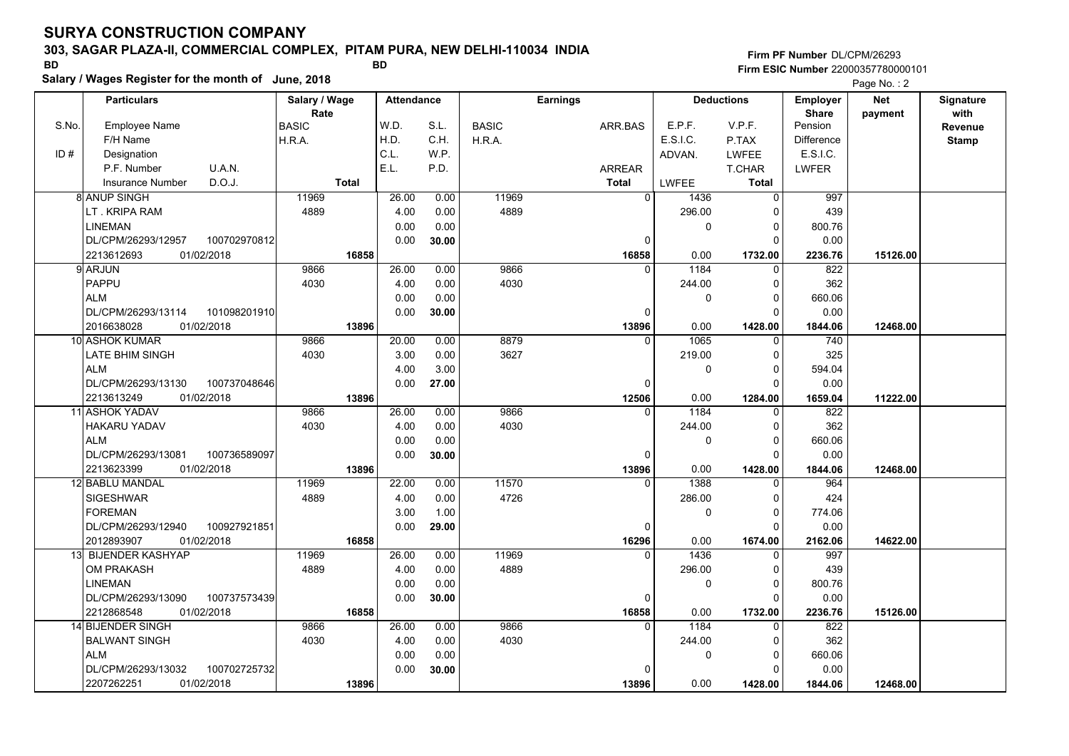# SURYA CONSTRUCTION COMPANY

**303, SAGAR PLAZA-II, COMMERCIAL COMPLEX, PITAM PURA, NEW DELHI-110034 INDIA**

BD BD

**Salary / Wages Register for the month of June, 2018**

**Firm PF Number** DL/CPM/26293
**Firm ESIC Number** 22000357780000101

Page No. : 2

| S.No. / ID # | Particulars: Employee Name / F/H Name / Designation / P.F. Number / U.A.N. / Insurance Number / D.O.J. | Salary / Wage Rate: BASIC / H.R.A. / Total | Attendance: W.D. / H.D. / C.L. / E.L. | Attendance: S.L. / C.H. / W.P. / P.D. | Earnings: BASIC / H.R.A. | Earnings: ARR.BAS / ARREAR / Total | Deductions: E.P.F. / E.S.I.C. / ADVAN. / LWFEE | Deductions: V.P.F. / P.TAX / LWFEE / T.CHAR / Total | Employer Share: Pension / Difference / E.S.I.C. / LWFER | Net payment | Signature with Revenue Stamp |
|---|---|---|---|---|---|---|---|---|---|---|---|
| 8 | ANUP SINGH / LT . KRIPA RAM / LINEMAN / DL/CPM/26293/12957 / 100702970812 / 2213612693 / 01/02/2018 | 11969 / 4889 / 16858 | 26.00 / 4.00 / 0.00 / 0.00 | 0.00 / 0.00 / 0.00 / 30.00 | 11969 / 4889 | 0 / 0 / 16858 | 1436 / 296.00 / 0 / 0.00 | 0 / 0 / 0 / 0 / 1732.00 | 997 / 439 / 800.76 / 0.00 / 2236.76 | 15126.00 | |
| 9 | ARJUN / PAPPU / ALM / DL/CPM/26293/13114 / 101098201910 / 2016638028 / 01/02/2018 | 9866 / 4030 / 13896 | 26.00 / 4.00 / 0.00 / 0.00 | 0.00 / 0.00 / 0.00 / 30.00 | 9866 / 4030 | 0 / 0 / 13896 | 1184 / 244.00 / 0 / 0.00 | 0 / 0 / 0 / 0 / 1428.00 | 822 / 362 / 660.06 / 0.00 / 1844.06 | 12468.00 | |
| 10 | ASHOK KUMAR / LATE BHIM SINGH / ALM / DL/CPM/26293/13130 / 100737048646 / 2213613249 / 01/02/2018 | 9866 / 4030 / 13896 | 20.00 / 3.00 / 4.00 / 0.00 | 0.00 / 0.00 / 3.00 / 27.00 | 8879 / 3627 | 0 / 0 / 12506 | 1065 / 219.00 / 0 / 0.00 | 0 / 0 / 0 / 0 / 1284.00 | 740 / 325 / 594.04 / 0.00 / 1659.04 | 11222.00 | |
| 11 | ASHOK YADAV / HAKARU YADAV / ALM / DL/CPM/26293/13081 / 100736589097 / 2213623399 / 01/02/2018 | 9866 / 4030 / 13896 | 26.00 / 4.00 / 0.00 / 0.00 | 0.00 / 0.00 / 0.00 / 30.00 | 9866 / 4030 | 0 / 0 / 13896 | 1184 / 244.00 / 0 / 0.00 | 0 / 0 / 0 / 0 / 1428.00 | 822 / 362 / 660.06 / 0.00 / 1844.06 | 12468.00 | |
| 12 | BABLU MANDAL / SIGESHWAR / FOREMAN / DL/CPM/26293/12940 / 100927921851 / 2012893907 / 01/02/2018 | 11969 / 4889 / 16858 | 22.00 / 4.00 / 3.00 / 0.00 | 0.00 / 0.00 / 1.00 / 29.00 | 11570 / 4726 | 0 / 0 / 16296 | 1388 / 286.00 / 0 / 0.00 | 0 / 0 / 0 / 0 / 1674.00 | 964 / 424 / 774.06 / 0.00 / 2162.06 | 14622.00 | |
| 13 | BIJENDER KASHYAP / OM PRAKASH / LINEMAN / DL/CPM/26293/13090 / 100737573439 / 2212868548 / 01/02/2018 | 11969 / 4889 / 16858 | 26.00 / 4.00 / 0.00 / 0.00 | 0.00 / 0.00 / 0.00 / 30.00 | 11969 / 4889 | 0 / 0 / 16858 | 1436 / 296.00 / 0 / 0.00 | 0 / 0 / 0 / 0 / 1732.00 | 997 / 439 / 800.76 / 0.00 / 2236.76 | 15126.00 | |
| 14 | BIJENDER SINGH / BALWANT SINGH / ALM / DL/CPM/26293/13032 / 100702725732 / 2207262251 / 01/02/2018 | 9866 / 4030 / 13896 | 26.00 / 4.00 / 0.00 / 0.00 | 0.00 / 0.00 / 0.00 / 30.00 | 9866 / 4030 | 0 / 0 / 13896 | 1184 / 244.00 / 0 / 0.00 | 0 / 0 / 0 / 0 / 1428.00 | 822 / 362 / 660.06 / 0.00 / 1844.06 | 12468.00 | |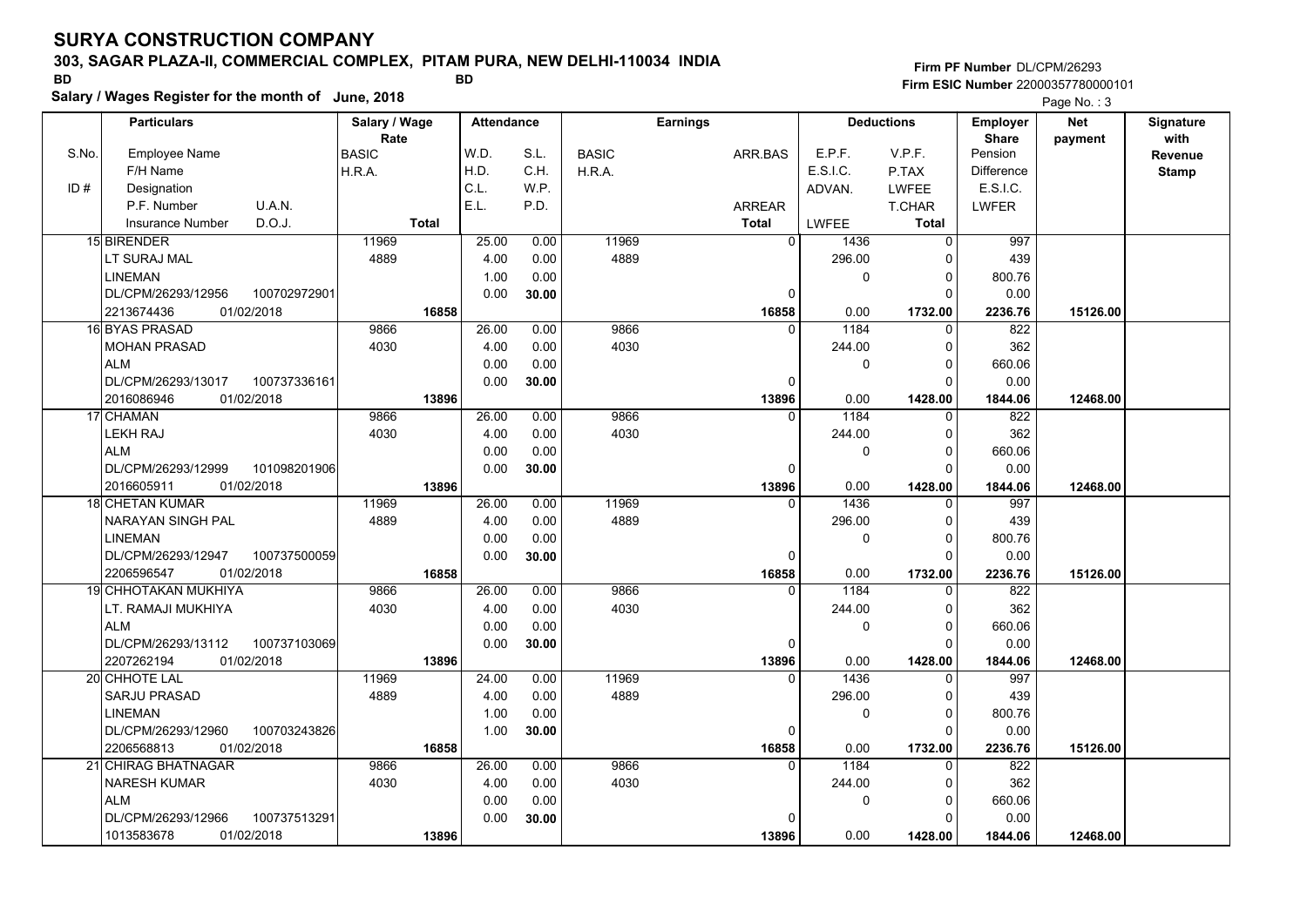# SURYA CONSTRUCTION COMPANY

**303, SAGAR PLAZA-II, COMMERCIAL COMPLEX, PITAM PURA, NEW DELHI-110034 INDIA**

BD BD

**Salary / Wages Register for the month of June, 2018**

**Firm PF Number** DL/CPM/26293
**Firm ESIC Number** 22000357780000101

| S.No. / ID # | Particulars: Employee Name / F/H Name / Designation / P.F. Number, U.A.N. / Insurance Number, D.O.J. | Salary / Wage Rate: BASIC / H.R.A. / Total | Attendance: W.D. / H.D. / C.L. / E.L. | Attendance: S.L. / C.H. / W.P. / P.D. | Earnings: BASIC / H.R.A. | Earnings: ARR.BAS / ARREAR / Total | Deductions: E.P.F. / E.S.I.C. / ADVAN. / LWFEE | Deductions: V.P.F. / P.TAX / LWFEE / T.CHAR / Total | Employer Share: Pension / Difference / E.S.I.C. / LWFER | Net payment | Signature with Revenue Stamp |
|---|---|---|---|---|---|---|---|---|---|---|---|
| 15 | BIRENDER<br>LT SURAJ MAL<br>LINEMAN<br>DL/CPM/26293/12956 100702972901<br>2213674436 01/02/2018 | 11969<br>4889<br>16858 | 25.00<br>4.00<br>1.00<br>0.00 | 0.00<br>0.00<br>0.00<br>30.00 | 11969<br>4889 | 0<br>0<br>16858 | 1436<br>296.00<br>0<br>0.00 | 0<br>0<br>0<br>0<br>1732.00 | 997<br>439<br>800.76<br>0.00<br>2236.76 | 15126.00 | |
| 16 | BYAS PRASAD<br>MOHAN PRASAD<br>ALM<br>DL/CPM/26293/13017 100737336161<br>2016086946 01/02/2018 | 9866<br>4030<br>13896 | 26.00<br>4.00<br>0.00<br>0.00 | 0.00<br>0.00<br>0.00<br>30.00 | 9866<br>4030 | 0<br>0<br>13896 | 1184<br>244.00<br>0<br>0.00 | 0<br>0<br>0<br>0<br>1428.00 | 822<br>362<br>660.06<br>0.00<br>1844.06 | 12468.00 | |
| 17 | CHAMAN<br>LEKH RAJ<br>ALM<br>DL/CPM/26293/12999 101098201906<br>2016605911 01/02/2018 | 9866<br>4030<br>13896 | 26.00<br>4.00<br>0.00<br>0.00 | 0.00<br>0.00<br>0.00<br>30.00 | 9866<br>4030 | 0<br>0<br>13896 | 1184<br>244.00<br>0<br>0.00 | 0<br>0<br>0<br>0<br>1428.00 | 822<br>362<br>660.06<br>0.00<br>1844.06 | 12468.00 | |
| 18 | CHETAN KUMAR<br>NARAYAN SINGH PAL<br>LINEMAN<br>DL/CPM/26293/12947 100737500059<br>2206596547 01/02/2018 | 11969<br>4889<br>16858 | 26.00<br>4.00<br>0.00<br>0.00 | 0.00<br>0.00<br>0.00<br>30.00 | 11969<br>4889 | 0<br>0<br>16858 | 1436<br>296.00<br>0<br>0.00 | 0<br>0<br>0<br>0<br>1732.00 | 997<br>439<br>800.76<br>0.00<br>2236.76 | 15126.00 | |
| 19 | CHHOTAKAN MUKHIYA<br>LT. RAMAJI MUKHIYA<br>ALM<br>DL/CPM/26293/13112 100737103069<br>2207262194 01/02/2018 | 9866<br>4030<br>13896 | 26.00<br>4.00<br>0.00<br>0.00 | 0.00<br>0.00<br>0.00<br>30.00 | 9866<br>4030 | 0<br>0<br>13896 | 1184<br>244.00<br>0<br>0.00 | 0<br>0<br>0<br>0<br>1428.00 | 822<br>362<br>660.06<br>0.00<br>1844.06 | 12468.00 | |
| 20 | CHHOTE LAL<br>SARJU PRASAD<br>LINEMAN<br>DL/CPM/26293/12960 100703243826<br>2206568813 01/02/2018 | 11969<br>4889<br>16858 | 24.00<br>4.00<br>1.00<br>1.00 | 0.00<br>0.00<br>0.00<br>30.00 | 11969<br>4889 | 0<br>0<br>16858 | 1436<br>296.00<br>0<br>0.00 | 0<br>0<br>0<br>0<br>1732.00 | 997<br>439<br>800.76<br>0.00<br>2236.76 | 15126.00 | |
| 21 | CHIRAG BHATNAGAR<br>NARESH KUMAR<br>ALM<br>DL/CPM/26293/12966 100737513291<br>1013583678 01/02/2018 | 9866<br>4030<br>13896 | 26.00<br>4.00<br>0.00<br>0.00 | 0.00<br>0.00<br>0.00<br>30.00 | 9866<br>4030 | 0<br>0<br>13896 | 1184<br>244.00<br>0<br>0.00 | 0<br>0<br>0<br>0<br>1428.00 | 822<br>362<br>660.06<br>0.00<br>1844.06 | 12468.00 | |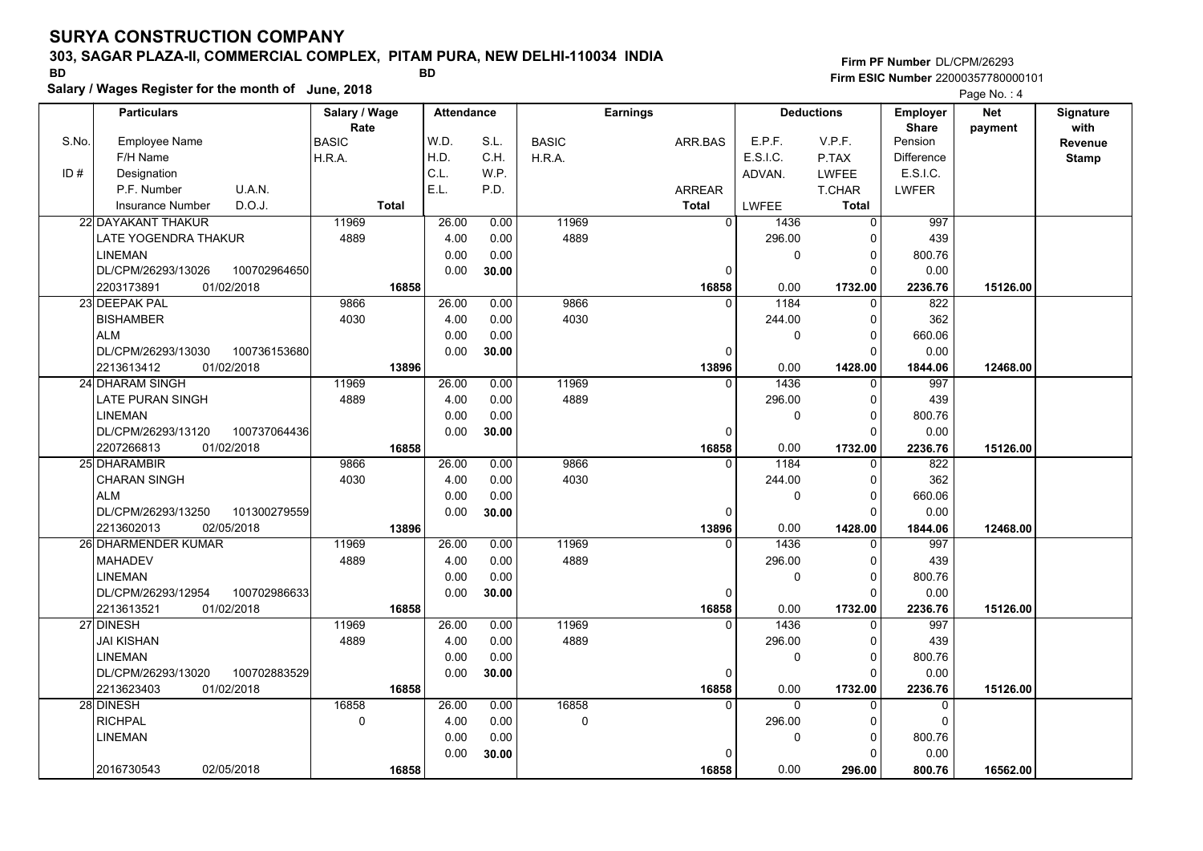# SURYA CONSTRUCTION COMPANY

**303, SAGAR PLAZA-II, COMMERCIAL COMPLEX, PITAM PURA, NEW DELHI-110034 INDIA**

BD BD

**Salary / Wages Register for the month of June, 2018**

Firm PF Number DL/CPM/26293
Firm ESIC Number 22000357780000101

Page No. : 4

| S.No. | Particulars: Employee Name / F/H Name / Designation / P.F. Number, U.A.N. / Insurance Number, D.O.J. | Salary / Wage Rate: BASIC / H.R.A. / Total | Attendance: W.D. / H.D. / C.L. / E.L. | Attendance: S.L. / C.H. / W.P. / P.D. | Earnings: BASIC / H.R.A. | Earnings: ARR.BAS / ARREAR / Total | Deductions: E.P.F. / E.S.I.C. / ADVAN. / LWFEE | Deductions: V.P.F. / P.TAX / LWFEE / T.CHAR / Total | Employer Share: Pension / Difference / E.S.I.C. / LWFER | Net payment | Signature with Revenue Stamp |
|---|---|---|---|---|---|---|---|---|---|---|---|
| 22 | DAYAKANT THAKUR / LATE YOGENDRA THAKUR / LINEMAN / DL/CPM/26293/13026, 100702964650 / 2203173891, 01/02/2018 | 11969 / 4889 / 16858 | 26.00 / 4.00 / 0.00 / 0.00 | 0.00 / 0.00 / 0.00 / 30.00 | 11969 / 4889 | 0 / 0 / 16858 | 1436 / 296.00 / 0 / 0.00 | 0 / 0 / 0 / 0 / 1732.00 | 997 / 439 / 800.76 / 0.00 / 2236.76 | 15126.00 | |
| 23 | DEEPAK PAL / BISHAMBER / ALM / DL/CPM/26293/13030, 100736153680 / 2213613412, 01/02/2018 | 9866 / 4030 / 13896 | 26.00 / 4.00 / 0.00 / 0.00 | 0.00 / 0.00 / 0.00 / 30.00 | 9866 / 4030 | 0 / 0 / 13896 | 1184 / 244.00 / 0 / 0.00 | 0 / 0 / 0 / 0 / 1428.00 | 822 / 362 / 660.06 / 0.00 / 1844.06 | 12468.00 | |
| 24 | DHARAM SINGH / LATE PURAN SINGH / LINEMAN / DL/CPM/26293/13120, 100737064436 / 2207266813, 01/02/2018 | 11969 / 4889 / 16858 | 26.00 / 4.00 / 0.00 / 0.00 | 0.00 / 0.00 / 0.00 / 30.00 | 11969 / 4889 | 0 / 0 / 16858 | 1436 / 296.00 / 0 / 0.00 | 0 / 0 / 0 / 0 / 1732.00 | 997 / 439 / 800.76 / 0.00 / 2236.76 | 15126.00 | |
| 25 | DHARAMBIR / CHARAN SINGH / ALM / DL/CPM/26293/13250, 101300279559 / 2213602013, 02/05/2018 | 9866 / 4030 / 13896 | 26.00 / 4.00 / 0.00 / 0.00 | 0.00 / 0.00 / 0.00 / 30.00 | 9866 / 4030 | 0 / 0 / 13896 | 1184 / 244.00 / 0 / 0.00 | 0 / 0 / 0 / 0 / 1428.00 | 822 / 362 / 660.06 / 0.00 / 1844.06 | 12468.00 | |
| 26 | DHARMENDER KUMAR / MAHADEV / LINEMAN / DL/CPM/26293/12954, 100702986633 / 2213613521, 01/02/2018 | 11969 / 4889 / 16858 | 26.00 / 4.00 / 0.00 / 0.00 | 0.00 / 0.00 / 0.00 / 30.00 | 11969 / 4889 | 0 / 0 / 16858 | 1436 / 296.00 / 0 / 0.00 | 0 / 0 / 0 / 0 / 1732.00 | 997 / 439 / 800.76 / 0.00 / 2236.76 | 15126.00 | |
| 27 | DINESH / JAI KISHAN / LINEMAN / DL/CPM/26293/13020, 100702883529 / 2213623403, 01/02/2018 | 11969 / 4889 / 16858 | 26.00 / 4.00 / 0.00 / 0.00 | 0.00 / 0.00 / 0.00 / 30.00 | 11969 / 4889 | 0 / 0 / 16858 | 1436 / 296.00 / 0 / 0.00 | 0 / 0 / 0 / 0 / 1732.00 | 997 / 439 / 800.76 / 0.00 / 2236.76 | 15126.00 | |
| 28 | DINESH / RICHPAL / LINEMAN / 2016730543, 02/05/2018 | 16858 / 0 / 16858 | 26.00 / 4.00 / 0.00 / 0.00 | 0.00 / 0.00 / 0.00 / 30.00 | 16858 / 0 | 0 / 0 / 16858 | 0 / 296.00 / 0 / 0.00 | 0 / 0 / 0 / 0 / 296.00 | 0 / 0 / 800.76 / 0.00 / 800.76 | 16562.00 | |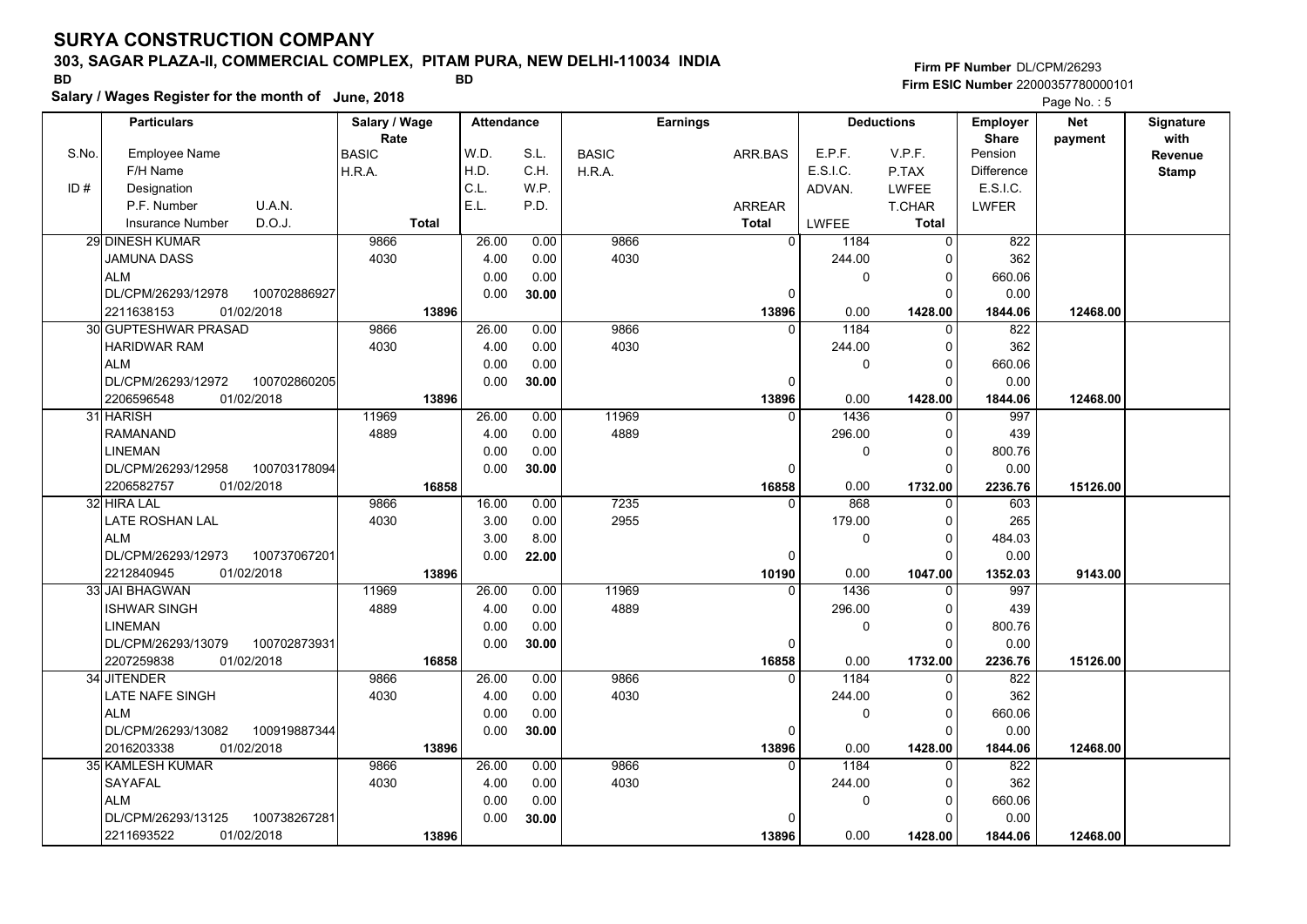# SURYA CONSTRUCTION COMPANY

**303, SAGAR PLAZA-II, COMMERCIAL COMPLEX, PITAM PURA, NEW DELHI-110034 INDIA**

BD BD

**Salary / Wages Register for the month of June, 2018**

Firm PF Number DL/CPM/26293
Firm ESIC Number 22000357780000101

| S.No. / ID # | Particulars: Employee Name / F/H Name / Designation / P.F. Number / U.A.N. / Insurance Number / D.O.J. | Salary / Wage Rate: BASIC / H.R.A. / Total | Attendance: W.D. / H.D. / C.L. / E.L. | Attendance: S.L. / C.H. / W.P. / P.D. | Earnings: BASIC / H.R.A. | Earnings: ARR.BAS / ARREAR / Total | Deductions: E.P.F. / E.S.I.C. / ADVAN. / LWFEE | Deductions: V.P.F. / P.TAX / LWFEE / T.CHAR / Total | Employer Share: Pension / Difference / E.S.I.C. / LWFER | Net payment | Signature with Revenue Stamp |
|---|---|---|---|---|---|---|---|---|---|---|---|
| 29 | DINESH KUMAR<br>JAMUNA DASS<br>ALM<br>DL/CPM/26293/12978 100702886927<br>2211638153 01/02/2018 | 9866<br>4030<br>**13896** | 26.00<br>4.00<br>0.00<br>0.00 | 0.00<br>0.00<br>0.00<br>**30.00** | 9866<br>4030 | 0<br>0<br>**13896** | 1184<br>244.00<br>0<br>0.00 | 0<br>0<br>0<br>0<br>**1428.00** | 822<br>362<br>660.06<br>0.00<br>**1844.06** | **12468.00** | |
| 30 | GUPTESHWAR PRASAD<br>HARIDWAR RAM<br>ALM<br>DL/CPM/26293/12972 100702860205<br>2206596548 01/02/2018 | 9866<br>4030<br>**13896** | 26.00<br>4.00<br>0.00<br>0.00 | 0.00<br>0.00<br>0.00<br>**30.00** | 9866<br>4030 | 0<br>0<br>**13896** | 1184<br>244.00<br>0<br>0.00 | 0<br>0<br>0<br>0<br>**1428.00** | 822<br>362<br>660.06<br>0.00<br>**1844.06** | **12468.00** | |
| 31 | HARISH<br>RAMANAND<br>LINEMAN<br>DL/CPM/26293/12958 100703178094<br>2206582757 01/02/2018 | 11969<br>4889<br>**16858** | 26.00<br>4.00<br>0.00<br>0.00 | 0.00<br>0.00<br>0.00<br>**30.00** | 11969<br>4889 | 0<br>0<br>**16858** | 1436<br>296.00<br>0<br>0.00 | 0<br>0<br>0<br>0<br>**1732.00** | 997<br>439<br>800.76<br>0.00<br>**2236.76** | **15126.00** | |
| 32 | HIRA LAL<br>LATE ROSHAN LAL<br>ALM<br>DL/CPM/26293/12973 100737067201<br>2212840945 01/02/2018 | 9866<br>4030<br>**13896** | 16.00<br>3.00<br>3.00<br>0.00 | 0.00<br>0.00<br>8.00<br>**22.00** | 7235<br>2955 | 0<br>0<br>**10190** | 868<br>179.00<br>0<br>0.00 | 0<br>0<br>0<br>0<br>**1047.00** | 603<br>265<br>484.03<br>0.00<br>**1352.03** | **9143.00** | |
| 33 | JAI BHAGWAN<br>ISHWAR SINGH<br>LINEMAN<br>DL/CPM/26293/13079 100702873931<br>2207259838 01/02/2018 | 11969<br>4889<br>**16858** | 26.00<br>4.00<br>0.00<br>0.00 | 0.00<br>0.00<br>0.00<br>**30.00** | 11969<br>4889 | 0<br>0<br>**16858** | 1436<br>296.00<br>0<br>0.00 | 0<br>0<br>0<br>0<br>**1732.00** | 997<br>439<br>800.76<br>0.00<br>**2236.76** | **15126.00** | |
| 34 | JITENDER<br>LATE NAFE SINGH<br>ALM<br>DL/CPM/26293/13082 100919887344<br>2016203338 01/02/2018 | 9866<br>4030<br>**13896** | 26.00<br>4.00<br>0.00<br>0.00 | 0.00<br>0.00<br>0.00<br>**30.00** | 9866<br>4030 | 0<br>0<br>**13896** | 1184<br>244.00<br>0<br>0.00 | 0<br>0<br>0<br>0<br>**1428.00** | 822<br>362<br>660.06<br>0.00<br>**1844.06** | **12468.00** | |
| 35 | KAMLESH KUMAR<br>SAYAFAL<br>ALM<br>DL/CPM/26293/13125 100738267281<br>2211693522 01/02/2018 | 9866<br>4030<br>**13896** | 26.00<br>4.00<br>0.00<br>0.00 | 0.00<br>0.00<br>0.00<br>**30.00** | 9866<br>4030 | 0<br>0<br>**13896** | 1184<br>244.00<br>0<br>0.00 | 0<br>0<br>0<br>0<br>**1428.00** | 822<br>362<br>660.06<br>0.00<br>**1844.06** | **12468.00** | |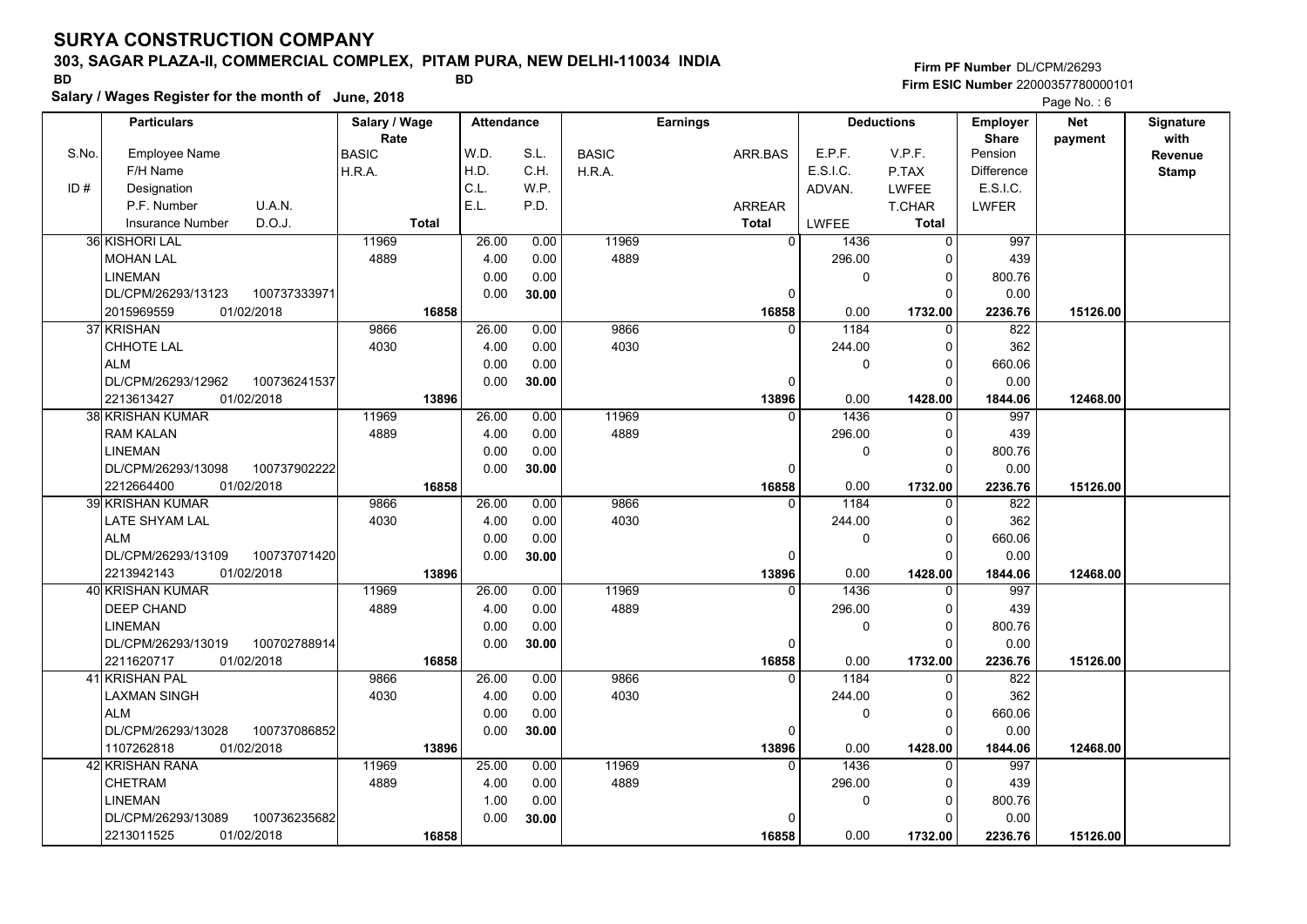# SURYA CONSTRUCTION COMPANY

**303, SAGAR PLAZA-II, COMMERCIAL COMPLEX, PITAM PURA, NEW DELHI-110034 INDIA**

BD BD

**Salary / Wages Register for the month of June, 2018**

Firm PF Number DL/CPM/26293
Firm ESIC Number 22000357780000101

| S.No. / ID # | Employee Name / F/H Name / Designation / P.F. Number / U.A.N. / Insurance Number / D.O.J. | Salary / Wage Rate: BASIC / H.R.A. / Total | Attendance: W.D. / H.D. / C.L. / E.L. | Attendance: S.L. / C.H. / W.P. / P.D. | Earnings: BASIC / H.R.A. | Earnings: ARR.BAS / ARREAR / Total | Deductions: E.P.F. / E.S.I.C. / ADVAN. / LWFEE | Deductions: V.P.F. / P.TAX / LWFEE / T.CHAR / Total | Employer Share: Pension / Difference / E.S.I.C. / LWFER | Net payment | Signature with Revenue Stamp |
|---|---|---|---|---|---|---|---|---|---|---|---|
| 36 | KISHORI LAL / MOHAN LAL / LINEMAN / DL/CPM/26293/13123 100737333971 / 2015969559 01/02/2018 | 11969 / 4889 / 16858 | 26.00 / 4.00 / 0.00 / 0.00 | 0.00 / 0.00 / 0.00 / 30.00 | 11969 / 4889 | 0 / 0 / 16858 | 1436 / 296.00 / 0 / 0.00 | 0 / 0 / 0 / 0 / 1732.00 | 997 / 439 / 800.76 / 0.00 / 2236.76 | 15126.00 | |
| 37 | KRISHAN / CHHOTE LAL / ALM / DL/CPM/26293/12962 100736241537 / 2213613427 01/02/2018 | 9866 / 4030 / 13896 | 26.00 / 4.00 / 0.00 / 0.00 | 0.00 / 0.00 / 0.00 / 30.00 | 9866 / 4030 | 0 / 0 / 13896 | 1184 / 244.00 / 0 / 0.00 | 0 / 0 / 0 / 0 / 1428.00 | 822 / 362 / 660.06 / 0.00 / 1844.06 | 12468.00 | |
| 38 | KRISHAN KUMAR / RAM KALAN / LINEMAN / DL/CPM/26293/13098 100737902222 / 2212664400 01/02/2018 | 11969 / 4889 / 16858 | 26.00 / 4.00 / 0.00 / 0.00 | 0.00 / 0.00 / 0.00 / 30.00 | 11969 / 4889 | 0 / 0 / 16858 | 1436 / 296.00 / 0 / 0.00 | 0 / 0 / 0 / 0 / 1732.00 | 997 / 439 / 800.76 / 0.00 / 2236.76 | 15126.00 | |
| 39 | KRISHAN KUMAR / LATE SHYAM LAL / ALM / DL/CPM/26293/13109 100737071420 / 2213942143 01/02/2018 | 9866 / 4030 / 13896 | 26.00 / 4.00 / 0.00 / 0.00 | 0.00 / 0.00 / 0.00 / 30.00 | 9866 / 4030 | 0 / 0 / 13896 | 1184 / 244.00 / 0 / 0.00 | 0 / 0 / 0 / 0 / 1428.00 | 822 / 362 / 660.06 / 0.00 / 1844.06 | 12468.00 | |
| 40 | KRISHAN KUMAR / DEEP CHAND / LINEMAN / DL/CPM/26293/13019 100702788914 / 2211620717 01/02/2018 | 11969 / 4889 / 16858 | 26.00 / 4.00 / 0.00 / 0.00 | 0.00 / 0.00 / 0.00 / 30.00 | 11969 / 4889 | 0 / 0 / 16858 | 1436 / 296.00 / 0 / 0.00 | 0 / 0 / 0 / 0 / 1732.00 | 997 / 439 / 800.76 / 0.00 / 2236.76 | 15126.00 | |
| 41 | KRISHAN PAL / LAXMAN SINGH / ALM / DL/CPM/26293/13028 100737086852 / 1107262818 01/02/2018 | 9866 / 4030 / 13896 | 26.00 / 4.00 / 0.00 / 0.00 | 0.00 / 0.00 / 0.00 / 30.00 | 9866 / 4030 | 0 / 0 / 13896 | 1184 / 244.00 / 0 / 0.00 | 0 / 0 / 0 / 0 / 1428.00 | 822 / 362 / 660.06 / 0.00 / 1844.06 | 12468.00 | |
| 42 | KRISHAN RANA / CHETRAM / LINEMAN / DL/CPM/26293/13089 100736235682 / 2213011525 01/02/2018 | 11969 / 4889 / 16858 | 25.00 / 4.00 / 1.00 / 0.00 | 0.00 / 0.00 / 0.00 / 30.00 | 11969 / 4889 | 0 / 0 / 16858 | 1436 / 296.00 / 0 / 0.00 | 0 / 0 / 0 / 0 / 1732.00 | 997 / 439 / 800.76 / 0.00 / 2236.76 | 15126.00 | |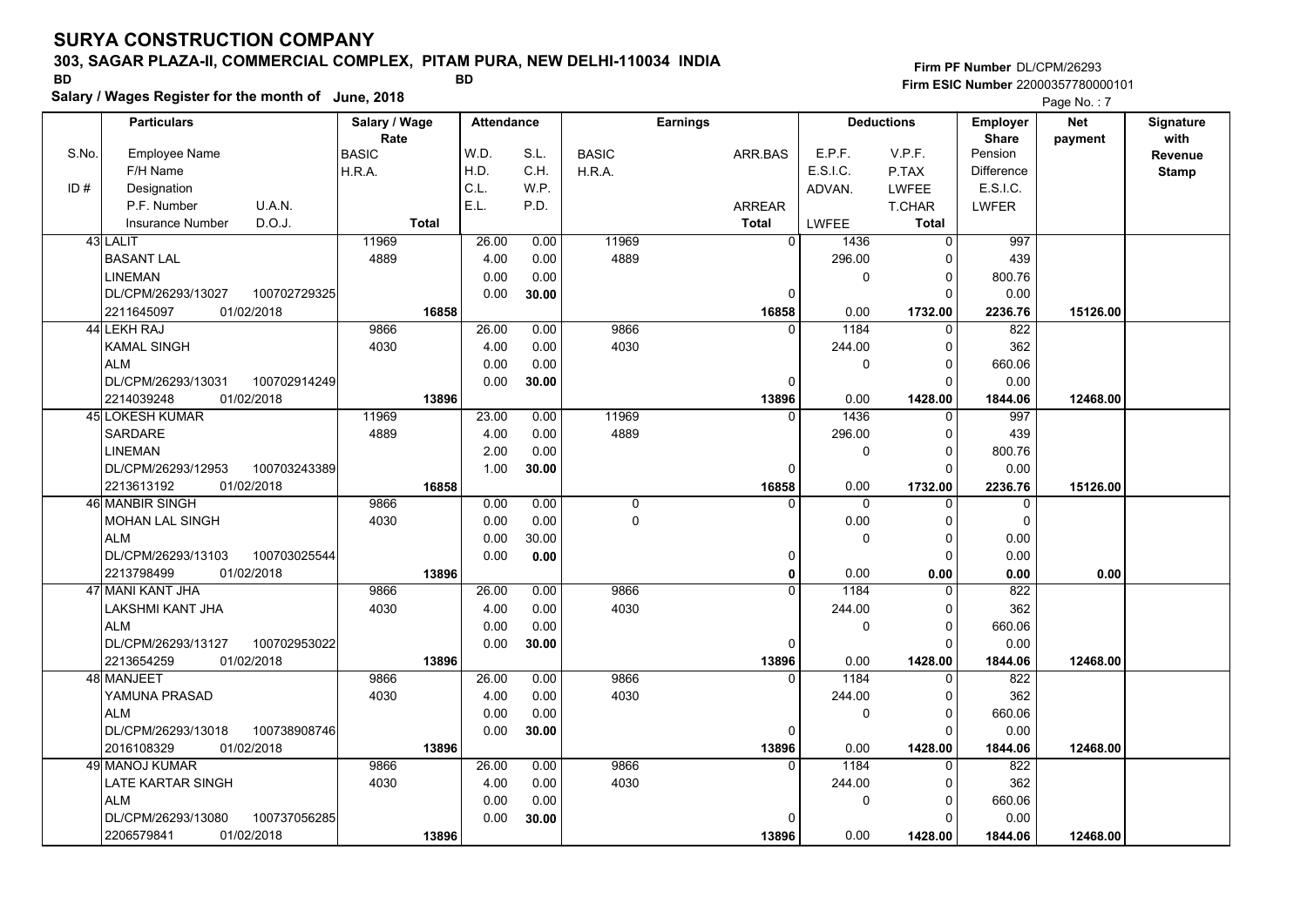# SURYA CONSTRUCTION COMPANY

**303, SAGAR PLAZA-II, COMMERCIAL COMPLEX, PITAM PURA, NEW DELHI-110034 INDIA**

BD BD

**Salary / Wages Register for the month of June, 2018**

Firm PF Number DL/CPM/26293
Firm ESIC Number 22000357780000101

| S.No. / ID # | Employee Name / F/H Name / Designation / P.F. Number / U.A.N. / Insurance Number / D.O.J. | Salary / Wage Rate: BASIC / H.R.A. / Total | Attendance: W.D. / H.D. / C.L. / E.L. | S.L. / C.H. / W.P. / P.D. | Earnings: BASIC / H.R.A. | ARR.BAS / ARREAR / Total | Deductions: E.P.F. / E.S.I.C. / ADVAN. / LWFEE | V.P.F. / P.TAX / LWFEE / T.CHAR / Total | Employer Share: Pension / Difference / E.S.I.C. / LWFER | Net payment | Signature with Revenue Stamp |
|---|---|---|---|---|---|---|---|---|---|---|---|
| 43 | LALIT / BASANT LAL / LINEMAN / DL/CPM/26293/13027 / 100702729325 / 2211645097 / 01/02/2018 | 11969 / 4889 / 16858 | 26.00 / 4.00 / 0.00 / 0.00 | 0.00 / 0.00 / 0.00 / 30.00 | 11969 / 4889 | 0 / 0 / 16858 | 1436 / 296.00 / 0 / 0.00 | 0 / 0 / 0 / 0 / 1732.00 | 997 / 439 / 800.76 / 0.00 / 2236.76 | 15126.00 | |
| 44 | LEKH RAJ / KAMAL SINGH / ALM / DL/CPM/26293/13031 / 100702914249 / 2214039248 / 01/02/2018 | 9866 / 4030 / 13896 | 26.00 / 4.00 / 0.00 / 0.00 | 0.00 / 0.00 / 0.00 / 30.00 | 9866 / 4030 | 0 / 0 / 13896 | 1184 / 244.00 / 0 / 0.00 | 0 / 0 / 0 / 0 / 1428.00 | 822 / 362 / 660.06 / 0.00 / 1844.06 | 12468.00 | |
| 45 | LOKESH KUMAR / SARDARE / LINEMAN / DL/CPM/26293/12953 / 100703243389 / 2213613192 / 01/02/2018 | 11969 / 4889 / 16858 | 23.00 / 4.00 / 2.00 / 1.00 | 0.00 / 0.00 / 0.00 / 30.00 | 11969 / 4889 | 0 / 0 / 16858 | 1436 / 296.00 / 0 / 0.00 | 0 / 0 / 0 / 0 / 1732.00 | 997 / 439 / 800.76 / 0.00 / 2236.76 | 15126.00 | |
| 46 | MANBIR SINGH / MOHAN LAL SINGH / ALM / DL/CPM/26293/13103 / 100703025544 / 2213798499 / 01/02/2018 | 9866 / 4030 / 13896 | 0.00 / 0.00 / 0.00 / 0.00 | 0.00 / 0.00 / 30.00 / 0.00 | 0 / 0 | 0 / 0 / 0 | 0 / 0.00 / 0 / 0.00 | 0 / 0 / 0 / 0 / 0.00 | 0 / 0 / 0.00 / 0.00 / 0.00 | 0.00 | |
| 47 | MANI KANT JHA / LAKSHMI KANT JHA / ALM / DL/CPM/26293/13127 / 100702953022 / 2213654259 / 01/02/2018 | 9866 / 4030 / 13896 | 26.00 / 4.00 / 0.00 / 0.00 | 0.00 / 0.00 / 0.00 / 30.00 | 9866 / 4030 | 0 / 0 / 13896 | 1184 / 244.00 / 0 / 0.00 | 0 / 0 / 0 / 0 / 1428.00 | 822 / 362 / 660.06 / 0.00 / 1844.06 | 12468.00 | |
| 48 | MANJEET / YAMUNA PRASAD / ALM / DL/CPM/26293/13018 / 100738908746 / 2016108329 / 01/02/2018 | 9866 / 4030 / 13896 | 26.00 / 4.00 / 0.00 / 0.00 | 0.00 / 0.00 / 0.00 / 30.00 | 9866 / 4030 | 0 / 0 / 13896 | 1184 / 244.00 / 0 / 0.00 | 0 / 0 / 0 / 0 / 1428.00 | 822 / 362 / 660.06 / 0.00 / 1844.06 | 12468.00 | |
| 49 | MANOJ KUMAR / LATE KARTAR SINGH / ALM / DL/CPM/26293/13080 / 100737056285 / 2206579841 / 01/02/2018 | 9866 / 4030 / 13896 | 26.00 / 4.00 / 0.00 / 0.00 | 0.00 / 0.00 / 0.00 / 30.00 | 9866 / 4030 | 0 / 0 / 13896 | 1184 / 244.00 / 0 / 0.00 | 0 / 0 / 0 / 0 / 1428.00 | 822 / 362 / 660.06 / 0.00 / 1844.06 | 12468.00 | |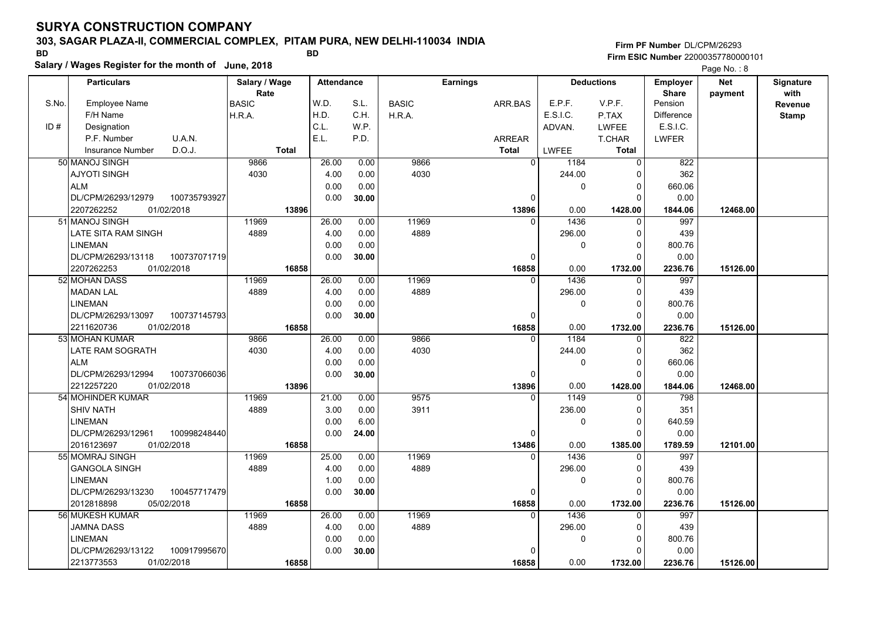# SURYA CONSTRUCTION COMPANY

**303, SAGAR PLAZA-II, COMMERCIAL COMPLEX, PITAM PURA, NEW DELHI-110034 INDIA**

BD BD

**Salary / Wages Register for the month of June, 2018**

**Firm PF Number** DL/CPM/26293
**Firm ESIC Number** 22000357780000101

| S.No. | Particulars: Employee Name / F/H Name / Designation / P.F. Number, U.A.N. / Insurance Number, D.O.J. | Salary / Wage Rate: BASIC / H.R.A. / Total | Attendance: W.D. / H.D. / C.L. / E.L. | Attendance: S.L. / C.H. / W.P. / P.D. | Earnings: BASIC / H.R.A. | Earnings: ARR.BAS / ARREAR / Total | Deductions: E.P.F. / E.S.I.C. / ADVAN. / LWFEE | Deductions: V.P.F. / P.TAX / LWFEE / T.CHAR / Total | Employer Share: Pension / Difference / E.S.I.C. / LWFER | Net payment | Signature with Revenue Stamp |
|---|---|---|---|---|---|---|---|---|---|---|---|
| 50 | MANOJ SINGH / AJYOTI SINGH / ALM / DL/CPM/26293/12979, 100735793927 / 2207262252, 01/02/2018 | 9866 / 4030 / 13896 | 26.00 / 4.00 / 0.00 / 0.00 | 0.00 / 0.00 / 0.00 / 30.00 | 9866 / 4030 | 0 / 0 / 13896 | 1184 / 244.00 / 0 / 0.00 | 0 / 0 / 0 / 0 / 1428.00 | 822 / 362 / 660.06 / 0.00 / 1844.06 | 12468.00 | |
| 51 | MANOJ SINGH / LATE SITA RAM SINGH / LINEMAN / DL/CPM/26293/13118, 100737071719 / 2207262253, 01/02/2018 | 11969 / 4889 / 16858 | 26.00 / 4.00 / 0.00 / 0.00 | 0.00 / 0.00 / 0.00 / 30.00 | 11969 / 4889 | 0 / 0 / 16858 | 1436 / 296.00 / 0 / 0.00 | 0 / 0 / 0 / 0 / 1732.00 | 997 / 439 / 800.76 / 0.00 / 2236.76 | 15126.00 | |
| 52 | MOHAN DASS / MADAN LAL / LINEMAN / DL/CPM/26293/13097, 100737145793 / 2211620736, 01/02/2018 | 11969 / 4889 / 16858 | 26.00 / 4.00 / 0.00 / 0.00 | 0.00 / 0.00 / 0.00 / 30.00 | 11969 / 4889 | 0 / 0 / 16858 | 1436 / 296.00 / 0 / 0.00 | 0 / 0 / 0 / 0 / 1732.00 | 997 / 439 / 800.76 / 0.00 / 2236.76 | 15126.00 | |
| 53 | MOHAN KUMAR / LATE RAM SOGRATH / ALM / DL/CPM/26293/12994, 100737066036 / 2212257220, 01/02/2018 | 9866 / 4030 / 13896 | 26.00 / 4.00 / 0.00 / 0.00 | 0.00 / 0.00 / 0.00 / 30.00 | 9866 / 4030 | 0 / 0 / 13896 | 1184 / 244.00 / 0 / 0.00 | 0 / 0 / 0 / 0 / 1428.00 | 822 / 362 / 660.06 / 0.00 / 1844.06 | 12468.00 | |
| 54 | MOHINDER KUMAR / SHIV NATH / LINEMAN / DL/CPM/26293/12961, 100998248440 / 2016123697, 01/02/2018 | 11969 / 4889 / 16858 | 21.00 / 3.00 / 0.00 / 0.00 | 0.00 / 0.00 / 6.00 / 24.00 | 9575 / 3911 | 0 / 0 / 13486 | 1149 / 236.00 / 0 / 0.00 | 0 / 0 / 0 / 0 / 1385.00 | 798 / 351 / 640.59 / 0.00 / 1789.59 | 12101.00 | |
| 55 | MOMRAJ SINGH / GANGOLA SINGH / LINEMAN / DL/CPM/26293/13230, 100457717479 / 2012818898, 05/02/2018 | 11969 / 4889 / 16858 | 25.00 / 4.00 / 1.00 / 0.00 | 0.00 / 0.00 / 0.00 / 30.00 | 11969 / 4889 | 0 / 0 / 16858 | 1436 / 296.00 / 0 / 0.00 | 0 / 0 / 0 / 0 / 1732.00 | 997 / 439 / 800.76 / 0.00 / 2236.76 | 15126.00 | |
| 56 | MUKESH KUMAR / JAMNA DASS / LINEMAN / DL/CPM/26293/13122, 100917995670 / 2213773553, 01/02/2018 | 11969 / 4889 / 16858 | 26.00 / 4.00 / 0.00 / 0.00 | 0.00 / 0.00 / 0.00 / 30.00 | 11969 / 4889 | 0 / 0 / 16858 | 1436 / 296.00 / 0 / 0.00 | 0 / 0 / 0 / 0 / 1732.00 | 997 / 439 / 800.76 / 0.00 / 2236.76 | 15126.00 | |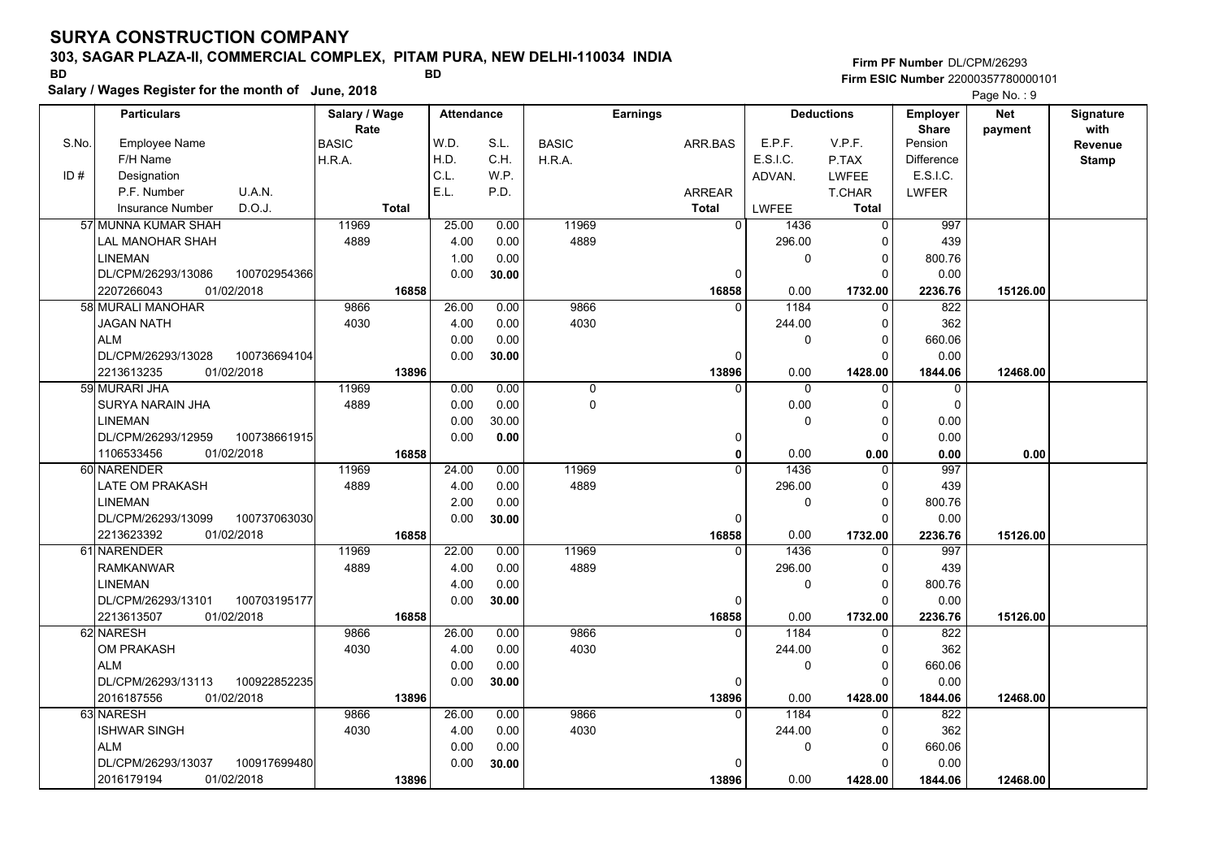# SURYA CONSTRUCTION COMPANY

**303, SAGAR PLAZA-II, COMMERCIAL COMPLEX, PITAM PURA, NEW DELHI-110034 INDIA**

BD BD

**Salary / Wages Register for the month of June, 2018**

**Firm PF Number** DL/CPM/26293
**Firm ESIC Number** 22000357780000101

Page No. : 9

| S.No. | Particulars: Employee Name / F/H Name / ID # Designation / P.F. Number U.A.N. / Insurance Number D.O.J. | Salary / Wage Rate: BASIC / H.R.A. / Total | Attendance: W.D. / H.D. / C.L. / E.L. | Attendance: S.L. / C.H. / W.P. / P.D. | Earnings: BASIC / H.R.A. | Earnings: ARR.BAS / ARREAR / Total | Deductions: E.P.F. / E.S.I.C. / ADVAN. / LWFEE | Deductions: V.P.F. / P.TAX / LWFEE / T.CHAR / Total | Employer Share: Pension / Difference / E.S.I.C. / LWFER | Net payment | Signature with Revenue Stamp |
|---|---|---|---|---|---|---|---|---|---|---|---|
| 57 | MUNNA KUMAR SHAH<br>LAL MANOHAR SHAH<br>LINEMAN<br>DL/CPM/26293/13086 100702954366<br>2207266043 01/02/2018 | 11969<br>4889<br><br><br>16858 | 25.00<br>4.00<br>1.00<br>0.00 | 0.00<br>0.00<br>0.00<br>30.00 | 11969<br>4889 | 0<br><br><br>0<br>16858 | 1436<br>296.00<br>0<br><br>0.00 | 0<br>0<br>0<br>0<br>1732.00 | 997<br>439<br>800.76<br>0.00<br>2236.76 | 15126.00 | |
| 58 | MURALI MANOHAR<br>JAGAN NATH<br>ALM<br>DL/CPM/26293/13028 100736694104<br>2213613235 01/02/2018 | 9866<br>4030<br><br><br>13896 | 26.00<br>4.00<br>0.00<br>0.00 | 0.00<br>0.00<br>0.00<br>30.00 | 9866<br>4030 | 0<br><br><br>0<br>13896 | 1184<br>244.00<br>0<br><br>0.00 | 0<br>0<br>0<br>0<br>1428.00 | 822<br>362<br>660.06<br>0.00<br>1844.06 | 12468.00 | |
| 59 | MURARI JHA<br>SURYA NARAIN JHA<br>LINEMAN<br>DL/CPM/26293/12959 100738661915<br>1106533456 01/02/2018 | 11969<br>4889<br><br><br>16858 | 0.00<br>0.00<br>0.00<br>0.00 | 0.00<br>0.00<br>30.00<br>0.00 | 0<br>0 | 0<br><br><br>0<br>0 | 0<br>0.00<br>0<br><br>0.00 | 0<br>0<br>0<br>0<br>0.00 | 0<br>0<br>0.00<br>0.00<br>0.00 | 0.00 | |
| 60 | NARENDER<br>LATE OM PRAKASH<br>LINEMAN<br>DL/CPM/26293/13099 100737063030<br>2213623392 01/02/2018 | 11969<br>4889<br><br><br>16858 | 24.00<br>4.00<br>2.00<br>0.00 | 0.00<br>0.00<br>0.00<br>30.00 | 11969<br>4889 | 0<br><br><br>0<br>16858 | 1436<br>296.00<br>0<br><br>0.00 | 0<br>0<br>0<br>0<br>1732.00 | 997<br>439<br>800.76<br>0.00<br>2236.76 | 15126.00 | |
| 61 | NARENDER<br>RAMKANWAR<br>LINEMAN<br>DL/CPM/26293/13101 100703195177<br>2213613507 01/02/2018 | 11969<br>4889<br><br><br>16858 | 22.00<br>4.00<br>4.00<br>0.00 | 0.00<br>0.00<br>0.00<br>30.00 | 11969<br>4889 | 0<br><br><br>0<br>16858 | 1436<br>296.00<br>0<br><br>0.00 | 0<br>0<br>0<br>0<br>1732.00 | 997<br>439<br>800.76<br>0.00<br>2236.76 | 15126.00 | |
| 62 | NARESH<br>OM PRAKASH<br>ALM<br>DL/CPM/26293/13113 100922852235<br>2016187556 01/02/2018 | 9866<br>4030<br><br><br>13896 | 26.00<br>4.00<br>0.00<br>0.00 | 0.00<br>0.00<br>0.00<br>30.00 | 9866<br>4030 | 0<br><br><br>0<br>13896 | 1184<br>244.00<br>0<br><br>0.00 | 0<br>0<br>0<br>0<br>1428.00 | 822<br>362<br>660.06<br>0.00<br>1844.06 | 12468.00 | |
| 63 | NARESH<br>ISHWAR SINGH<br>ALM<br>DL/CPM/26293/13037 100917699480<br>2016179194 01/02/2018 | 9866<br>4030<br><br><br>13896 | 26.00<br>4.00<br>0.00<br>0.00 | 0.00<br>0.00<br>0.00<br>30.00 | 9866<br>4030 | 0<br><br><br>0<br>13896 | 1184<br>244.00<br>0<br><br>0.00 | 0<br>0<br>0<br>0<br>1428.00 | 822<br>362<br>660.06<br>0.00<br>1844.06 | 12468.00 | |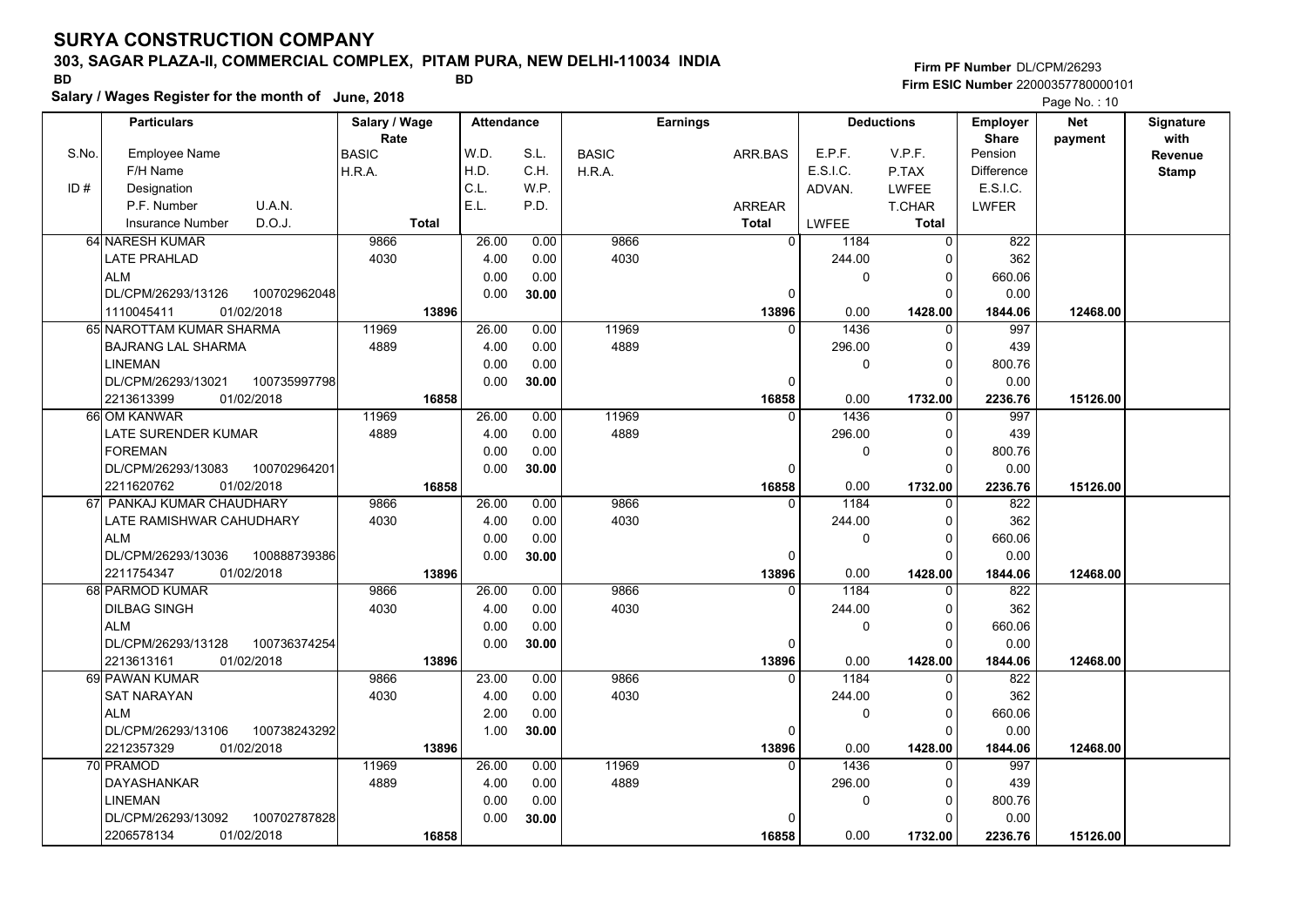# SURYA CONSTRUCTION COMPANY

**303, SAGAR PLAZA-II, COMMERCIAL COMPLEX, PITAM PURA, NEW DELHI-110034 INDIA**

BD BD

**Salary / Wages Register for the month of June, 2018**

**Firm PF Number** DL/CPM/26293
**Firm ESIC Number** 22000357780000101

Page No. : 10

| S.No. / ID # | Employee Name / F/H Name / Designation / P.F. Number / U.A.N. / Insurance Number / D.O.J. | Salary / Wage Rate: BASIC / H.R.A. / Total | W.D. | S.L. | Earnings: BASIC / H.R.A. | ARR.BAS / ARREAR / Total | E.P.F. / E.S.I.C. / ADVAN. / LWFEE | V.P.F. / P.TAX / LWFEE / T.CHAR / Total | Employer Share: Pension / Difference / E.S.I.C. / LWFER | Net payment | Signature with Revenue Stamp |
|---|---|---|---|---|---|---|---|---|---|---|---|
| | | | H.D. | C.H. | | | | | | | |
| | | | C.L. | W.P. | | | | | | | |
| | | | E.L. | P.D. | | | | | | | |
| 64 | NARESH KUMAR | 9866 | 26.00 | 0.00 | 9866 | 0 | 1184 | 0 | 822 | | |
| | LATE PRAHLAD | 4030 | 4.00 | 0.00 | 4030 | | 244.00 | 0 | 362 | | |
| | ALM | | 0.00 | 0.00 | | | 0 | 0 | 660.06 | | |
| | DL/CPM/26293/13126 100702962048 | | 0.00 | 30.00 | | 0 | | 0 | 0.00 | | |
| | 1110045411 01/02/2018 | 13896 | | | | 13896 | 0.00 | 1428.00 | 1844.06 | 12468.00 | |
| 65 | NAROTTAM KUMAR SHARMA | 11969 | 26.00 | 0.00 | 11969 | 0 | 1436 | 0 | 997 | | |
| | BAJRANG LAL SHARMA | 4889 | 4.00 | 0.00 | 4889 | | 296.00 | 0 | 439 | | |
| | LINEMAN | | 0.00 | 0.00 | | | 0 | 0 | 800.76 | | |
| | DL/CPM/26293/13021 100735997798 | | 0.00 | 30.00 | | 0 | | 0 | 0.00 | | |
| | 2213613399 01/02/2018 | 16858 | | | | 16858 | 0.00 | 1732.00 | 2236.76 | 15126.00 | |
| 66 | OM KANWAR | 11969 | 26.00 | 0.00 | 11969 | 0 | 1436 | 0 | 997 | | |
| | LATE SURENDER KUMAR | 4889 | 4.00 | 0.00 | 4889 | | 296.00 | 0 | 439 | | |
| | FOREMAN | | 0.00 | 0.00 | | | 0 | 0 | 800.76 | | |
| | DL/CPM/26293/13083 100702964201 | | 0.00 | 30.00 | | 0 | | 0 | 0.00 | | |
| | 2211620762 01/02/2018 | 16858 | | | | 16858 | 0.00 | 1732.00 | 2236.76 | 15126.00 | |
| 67 | PANKAJ KUMAR CHAUDHARY | 9866 | 26.00 | 0.00 | 9866 | 0 | 1184 | 0 | 822 | | |
| | LATE RAMISHWAR CAHUDHARY | 4030 | 4.00 | 0.00 | 4030 | | 244.00 | 0 | 362 | | |
| | ALM | | 0.00 | 0.00 | | | 0 | 0 | 660.06 | | |
| | DL/CPM/26293/13036 100888739386 | | 0.00 | 30.00 | | 0 | | 0 | 0.00 | | |
| | 2211754347 01/02/2018 | 13896 | | | | 13896 | 0.00 | 1428.00 | 1844.06 | 12468.00 | |
| 68 | PARMOD KUMAR | 9866 | 26.00 | 0.00 | 9866 | 0 | 1184 | 0 | 822 | | |
| | DILBAG SINGH | 4030 | 4.00 | 0.00 | 4030 | | 244.00 | 0 | 362 | | |
| | ALM | | 0.00 | 0.00 | | | 0 | 0 | 660.06 | | |
| | DL/CPM/26293/13128 100736374254 | | 0.00 | 30.00 | | 0 | | 0 | 0.00 | | |
| | 2213613161 01/02/2018 | 13896 | | | | 13896 | 0.00 | 1428.00 | 1844.06 | 12468.00 | |
| 69 | PAWAN KUMAR | 9866 | 23.00 | 0.00 | 9866 | 0 | 1184 | 0 | 822 | | |
| | SAT NARAYAN | 4030 | 4.00 | 0.00 | 4030 | | 244.00 | 0 | 362 | | |
| | ALM | | 2.00 | 0.00 | | | 0 | 0 | 660.06 | | |
| | DL/CPM/26293/13106 100738243292 | | 1.00 | 30.00 | | 0 | | 0 | 0.00 | | |
| | 2212357329 01/02/2018 | 13896 | | | | 13896 | 0.00 | 1428.00 | 1844.06 | 12468.00 | |
| 70 | PRAMOD | 11969 | 26.00 | 0.00 | 11969 | 0 | 1436 | 0 | 997 | | |
| | DAYASHANKAR | 4889 | 4.00 | 0.00 | 4889 | | 296.00 | 0 | 439 | | |
| | LINEMAN | | 0.00 | 0.00 | | | 0 | 0 | 800.76 | | |
| | DL/CPM/26293/13092 100702787828 | | 0.00 | 30.00 | | 0 | | 0 | 0.00 | | |
| | 2206578134 01/02/2018 | 16858 | | | | 16858 | 0.00 | 1732.00 | 2236.76 | 15126.00 | |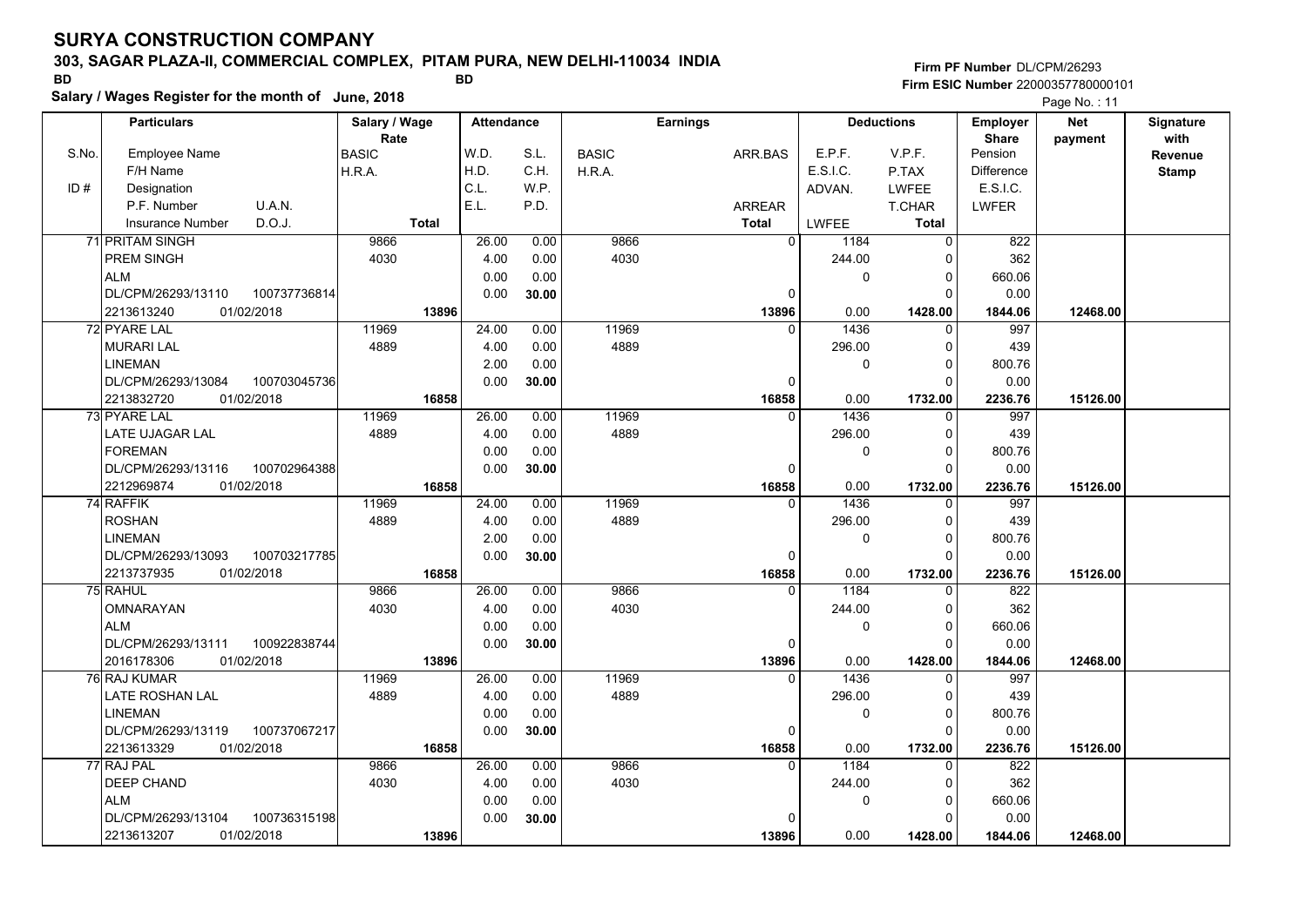# SURYA CONSTRUCTION COMPANY

**303, SAGAR PLAZA-II, COMMERCIAL COMPLEX, PITAM PURA, NEW DELHI-110034 INDIA**

BD BD

**Salary / Wages Register for the month of June, 2018**

**Firm PF Number** DL/CPM/26293
**Firm ESIC Number** 22000357780000101

| S.No. / ID # | Employee Name / F/H Name / Designation / P.F. Number, U.A.N. / Insurance Number, D.O.J. | Salary / Wage Rate: BASIC / H.R.A. / Total | Attendance: W.D. / H.D. / C.L. / E.L. | S.L. / C.H. / W.P. / P.D. | Earnings: BASIC / H.R.A. | ARR.BAS / ARREAR / Total | Deductions: E.P.F. / E.S.I.C. / ADVAN. / LWFEE | V.P.F. / P.TAX / LWFEE / T.CHAR / Total | Employer Share: Pension / Difference / E.S.I.C. / LWFER | Net payment | Signature with Revenue Stamp |
|---|---|---|---|---|---|---|---|---|---|---|---|
| 71 | PRITAM SINGH / PREM SINGH / ALM / DL/CPM/26293/13110, 100737736814 / 2213613240, 01/02/2018 | 9866 / 4030 / 13896 | 26.00 / 4.00 / 0.00 / 0.00 | 0.00 / 0.00 / 0.00 / 30.00 | 9866 / 4030 | 0 / 0 / 13896 | 1184 / 244.00 / 0 / 0.00 | 0 / 0 / 0 / 0 / 1428.00 | 822 / 362 / 660.06 / 0.00 / 1844.06 | 12468.00 | |
| 72 | PYARE LAL / MURARI LAL / LINEMAN / DL/CPM/26293/13084, 100703045736 / 2213832720, 01/02/2018 | 11969 / 4889 / 16858 | 24.00 / 4.00 / 2.00 / 0.00 | 0.00 / 0.00 / 0.00 / 30.00 | 11969 / 4889 | 0 / 0 / 16858 | 1436 / 296.00 / 0 / 0.00 | 0 / 0 / 0 / 0 / 1732.00 | 997 / 439 / 800.76 / 0.00 / 2236.76 | 15126.00 | |
| 73 | PYARE LAL / LATE UJAGAR LAL / FOREMAN / DL/CPM/26293/13116, 100702964388 / 2212969874, 01/02/2018 | 11969 / 4889 / 16858 | 26.00 / 4.00 / 0.00 / 0.00 | 0.00 / 0.00 / 0.00 / 30.00 | 11969 / 4889 | 0 / 0 / 16858 | 1436 / 296.00 / 0 / 0.00 | 0 / 0 / 0 / 0 / 1732.00 | 997 / 439 / 800.76 / 0.00 / 2236.76 | 15126.00 | |
| 74 | RAFFIK / ROSHAN / LINEMAN / DL/CPM/26293/13093, 100703217785 / 2213737935, 01/02/2018 | 11969 / 4889 / 16858 | 24.00 / 4.00 / 2.00 / 0.00 | 0.00 / 0.00 / 0.00 / 30.00 | 11969 / 4889 | 0 / 0 / 16858 | 1436 / 296.00 / 0 / 0.00 | 0 / 0 / 0 / 0 / 1732.00 | 997 / 439 / 800.76 / 0.00 / 2236.76 | 15126.00 | |
| 75 | RAHUL / OMNARAYAN / ALM / DL/CPM/26293/13111, 100922838744 / 2016178306, 01/02/2018 | 9866 / 4030 / 13896 | 26.00 / 4.00 / 0.00 / 0.00 | 0.00 / 0.00 / 0.00 / 30.00 | 9866 / 4030 | 0 / 0 / 13896 | 1184 / 244.00 / 0 / 0.00 | 0 / 0 / 0 / 0 / 1428.00 | 822 / 362 / 660.06 / 0.00 / 1844.06 | 12468.00 | |
| 76 | RAJ KUMAR / LATE ROSHAN LAL / LINEMAN / DL/CPM/26293/13119, 100737067217 / 2213613329, 01/02/2018 | 11969 / 4889 / 16858 | 26.00 / 4.00 / 0.00 / 0.00 | 0.00 / 0.00 / 0.00 / 30.00 | 11969 / 4889 | 0 / 0 / 16858 | 1436 / 296.00 / 0 / 0.00 | 0 / 0 / 0 / 0 / 1732.00 | 997 / 439 / 800.76 / 0.00 / 2236.76 | 15126.00 | |
| 77 | RAJ PAL / DEEP CHAND / ALM / DL/CPM/26293/13104, 100736315198 / 2213613207, 01/02/2018 | 9866 / 4030 / 13896 | 26.00 / 4.00 / 0.00 / 0.00 | 0.00 / 0.00 / 0.00 / 30.00 | 9866 / 4030 | 0 / 0 / 13896 | 1184 / 244.00 / 0 / 0.00 | 0 / 0 / 0 / 0 / 1428.00 | 822 / 362 / 660.06 / 0.00 / 1844.06 | 12468.00 | |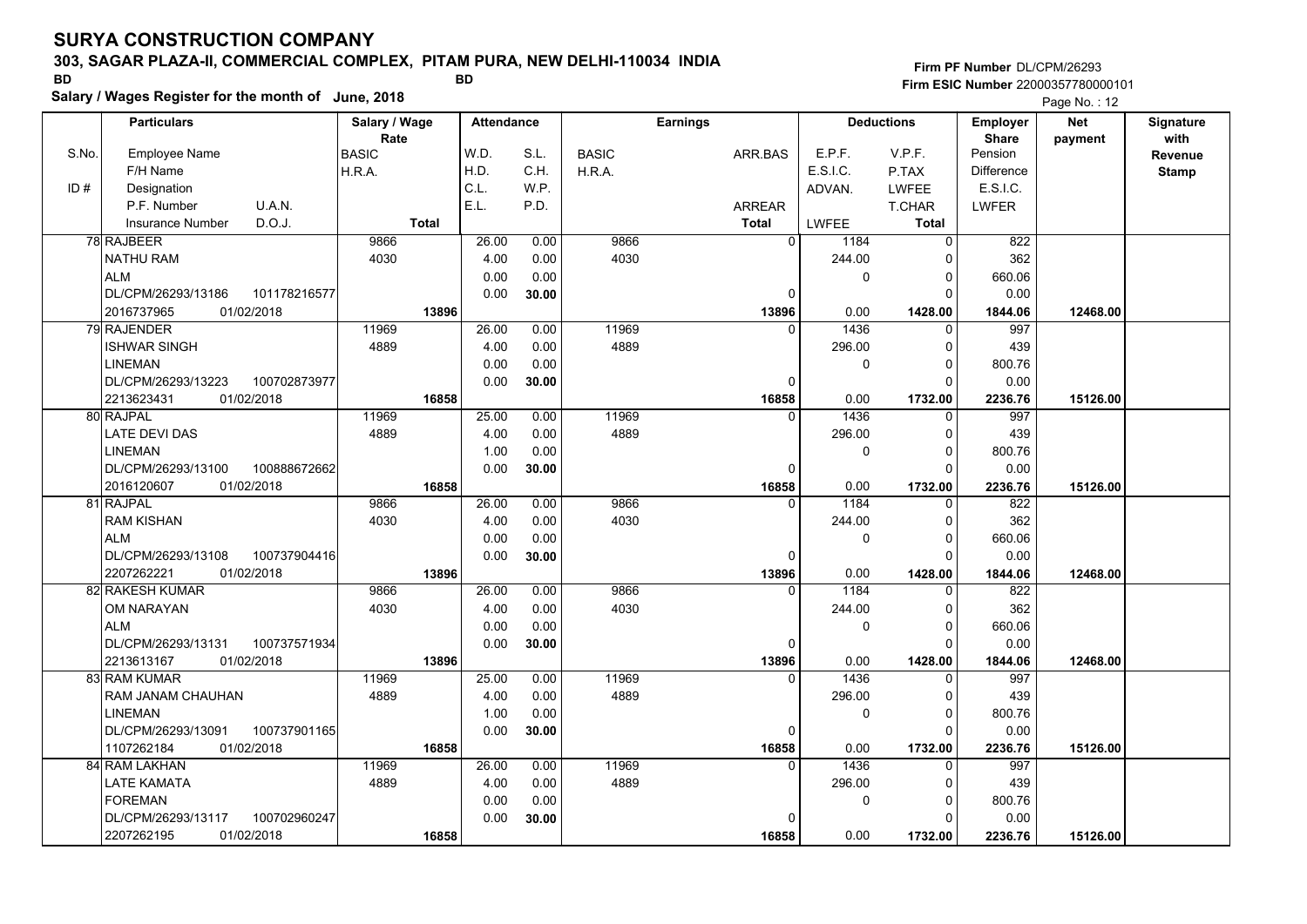# SURYA CONSTRUCTION COMPANY

**303, SAGAR PLAZA-II, COMMERCIAL COMPLEX, PITAM PURA, NEW DELHI-110034 INDIA**

BD BD

**Salary / Wages Register for the month of June, 2018**

**Firm PF Number** DL/CPM/26293
**Firm ESIC Number** 22000357780000101

| S.No. / ID # | Employee Name / F/H Name / Designation / P.F. Number, U.A.N. / Insurance Number, D.O.J. | Salary / Wage Rate: BASIC / H.R.A. / Total | W.D. / H.D. / C.L. / E.L. | S.L. / C.H. / W.P. / P.D. | BASIC / H.R.A. | ARR.BAS / ARREAR / Total | E.P.F. / E.S.I.C. / ADVAN. / LWFEE | V.P.F. / P.TAX / LWFEE / T.CHAR / Total | Employer Share: Pension / Difference / E.S.I.C. / LWFER | Net payment | Signature with Revenue Stamp |
|---|---|---|---|---|---|---|---|---|---|---|---|
| 78 | RAJBEER / NATHU RAM / ALM / DL/CPM/26293/13186, 101178216577 / 2016737965, 01/02/2018 | 9866 / 4030 / 13896 | 26.00 / 4.00 / 0.00 / 0.00 | 0.00 / 0.00 / 0.00 / 30.00 | 9866 / 4030 | 0 / 0 / 13896 | 1184 / 244.00 / 0 / 0.00 | 0 / 0 / 0 / 0 / 1428.00 | 822 / 362 / 660.06 / 0.00 / 1844.06 | 12468.00 | |
| 79 | RAJENDER / ISHWAR SINGH / LINEMAN / DL/CPM/26293/13223, 100702873977 / 2213623431, 01/02/2018 | 11969 / 4889 / 16858 | 26.00 / 4.00 / 0.00 / 0.00 | 0.00 / 0.00 / 0.00 / 30.00 | 11969 / 4889 | 0 / 0 / 16858 | 1436 / 296.00 / 0 / 0.00 | 0 / 0 / 0 / 0 / 1732.00 | 997 / 439 / 800.76 / 0.00 / 2236.76 | 15126.00 | |
| 80 | RAJPAL / LATE DEVI DAS / LINEMAN / DL/CPM/26293/13100, 100888672662 / 2016120607, 01/02/2018 | 11969 / 4889 / 16858 | 25.00 / 4.00 / 1.00 / 0.00 | 0.00 / 0.00 / 0.00 / 30.00 | 11969 / 4889 | 0 / 0 / 16858 | 1436 / 296.00 / 0 / 0.00 | 0 / 0 / 0 / 0 / 1732.00 | 997 / 439 / 800.76 / 0.00 / 2236.76 | 15126.00 | |
| 81 | RAJPAL / RAM KISHAN / ALM / DL/CPM/26293/13108, 100737904416 / 2207262221, 01/02/2018 | 9866 / 4030 / 13896 | 26.00 / 4.00 / 0.00 / 0.00 | 0.00 / 0.00 / 0.00 / 30.00 | 9866 / 4030 | 0 / 0 / 13896 | 1184 / 244.00 / 0 / 0.00 | 0 / 0 / 0 / 0 / 1428.00 | 822 / 362 / 660.06 / 0.00 / 1844.06 | 12468.00 | |
| 82 | RAKESH KUMAR / OM NARAYAN / ALM / DL/CPM/26293/13131, 100737571934 / 2213613167, 01/02/2018 | 9866 / 4030 / 13896 | 26.00 / 4.00 / 0.00 / 0.00 | 0.00 / 0.00 / 0.00 / 30.00 | 9866 / 4030 | 0 / 0 / 13896 | 1184 / 244.00 / 0 / 0.00 | 0 / 0 / 0 / 0 / 1428.00 | 822 / 362 / 660.06 / 0.00 / 1844.06 | 12468.00 | |
| 83 | RAM KUMAR / RAM JANAM CHAUHAN / LINEMAN / DL/CPM/26293/13091, 100737901165 / 1107262184, 01/02/2018 | 11969 / 4889 / 16858 | 25.00 / 4.00 / 1.00 / 0.00 | 0.00 / 0.00 / 0.00 / 30.00 | 11969 / 4889 | 0 / 0 / 16858 | 1436 / 296.00 / 0 / 0.00 | 0 / 0 / 0 / 0 / 1732.00 | 997 / 439 / 800.76 / 0.00 / 2236.76 | 15126.00 | |
| 84 | RAM LAKHAN / LATE KAMATA / FOREMAN / DL/CPM/26293/13117, 100702960247 / 2207262195, 01/02/2018 | 11969 / 4889 / 16858 | 26.00 / 4.00 / 0.00 / 0.00 | 0.00 / 0.00 / 0.00 / 30.00 | 11969 / 4889 | 0 / 0 / 16858 | 1436 / 296.00 / 0 / 0.00 | 0 / 0 / 0 / 0 / 1732.00 | 997 / 439 / 800.76 / 0.00 / 2236.76 | 15126.00 | |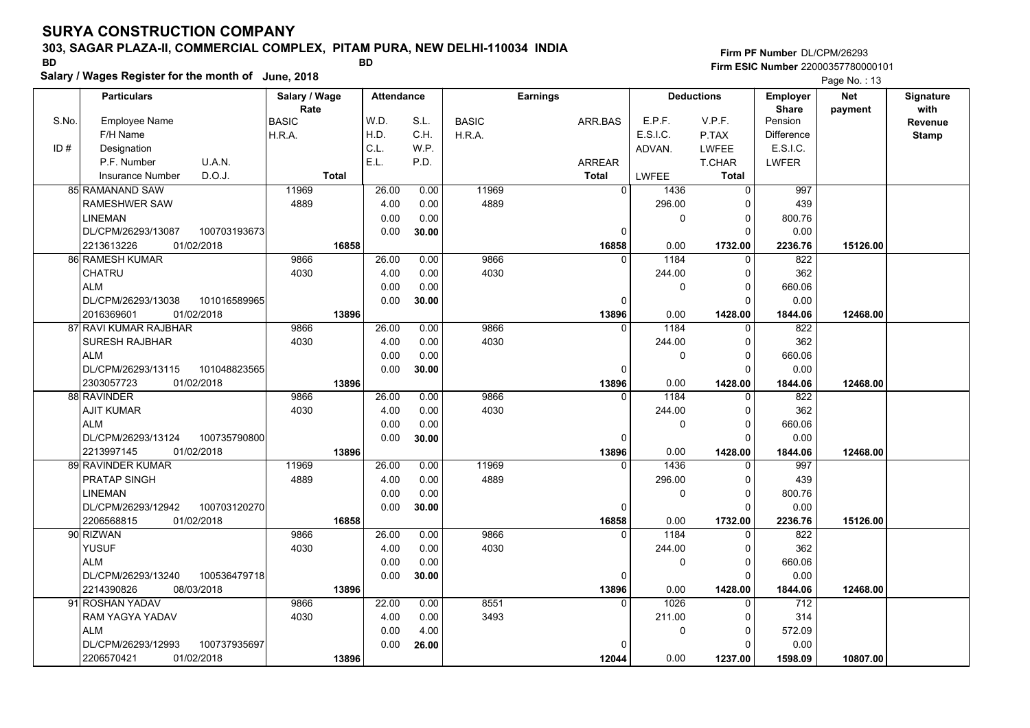# SURYA CONSTRUCTION COMPANY

**303, SAGAR PLAZA-II, COMMERCIAL COMPLEX, PITAM PURA, NEW DELHI-110034 INDIA**

BD BD

**Salary / Wages Register for the month of June, 2018**

Firm PF Number DL/CPM/26293
Firm ESIC Number 22000357780000101

Page No. : 13

| S.No. / ID # | Particulars (Employee Name / F/H Name / Designation / P.F. Number / U.A.N. / Insurance Number / D.O.J.) | Salary / Wage Rate (BASIC / H.R.A. / Total) | W.D. / H.D. / C.L. / E.L. | S.L. / C.H. / W.P. / P.D. | Earnings (BASIC / H.R.A.) | ARR.BAS / ARREAR / Total | E.P.F. / E.S.I.C. / ADVAN. / LWFEE | V.P.F. / P.TAX / LWFEE / T.CHAR / Total | Employer Share (Pension / Difference / E.S.I.C. / LWFER) | Net payment | Signature with Revenue Stamp |
|---|---|---|---|---|---|---|---|---|---|---|---|
| 85 | RAMANAND SAW / RAMESHWER SAW / LINEMAN / DL/CPM/26293/13087 / 100703193673 / 2213613226 / 01/02/2018 | 11969 / 4889 / 16858 | 26.00 / 4.00 / 0.00 / 0.00 | 0.00 / 0.00 / 0.00 / 30.00 | 11969 / 4889 | 0 / 0 / 16858 | 1436 / 296.00 / 0 / 0.00 | 0 / 0 / 0 / 0 / 1732.00 | 997 / 439 / 800.76 / 0.00 / 2236.76 | 15126.00 | |
| 86 | RAMESH KUMAR / CHATRU / ALM / DL/CPM/26293/13038 / 101016589965 / 2016369601 / 01/02/2018 | 9866 / 4030 / 13896 | 26.00 / 4.00 / 0.00 / 0.00 | 0.00 / 0.00 / 0.00 / 30.00 | 9866 / 4030 | 0 / 0 / 13896 | 1184 / 244.00 / 0 / 0.00 | 0 / 0 / 0 / 0 / 1428.00 | 822 / 362 / 660.06 / 0.00 / 1844.06 | 12468.00 | |
| 87 | RAVI KUMAR RAJBHAR / SURESH RAJBHAR / ALM / DL/CPM/26293/13115 / 101048823565 / 2303057723 / 01/02/2018 | 9866 / 4030 / 13896 | 26.00 / 4.00 / 0.00 / 0.00 | 0.00 / 0.00 / 0.00 / 30.00 | 9866 / 4030 | 0 / 0 / 13896 | 1184 / 244.00 / 0 / 0.00 | 0 / 0 / 0 / 0 / 1428.00 | 822 / 362 / 660.06 / 0.00 / 1844.06 | 12468.00 | |
| 88 | RAVINDER / AJIT KUMAR / ALM / DL/CPM/26293/13124 / 100735790800 / 2213997145 / 01/02/2018 | 9866 / 4030 / 13896 | 26.00 / 4.00 / 0.00 / 0.00 | 0.00 / 0.00 / 0.00 / 30.00 | 9866 / 4030 | 0 / 0 / 13896 | 1184 / 244.00 / 0 / 0.00 | 0 / 0 / 0 / 0 / 1428.00 | 822 / 362 / 660.06 / 0.00 / 1844.06 | 12468.00 | |
| 89 | RAVINDER KUMAR / PRATAP SINGH / LINEMAN / DL/CPM/26293/12942 / 100703120270 / 2206568815 / 01/02/2018 | 11969 / 4889 / 16858 | 26.00 / 4.00 / 0.00 / 0.00 | 0.00 / 0.00 / 0.00 / 30.00 | 11969 / 4889 | 0 / 0 / 16858 | 1436 / 296.00 / 0 / 0.00 | 0 / 0 / 0 / 0 / 1732.00 | 997 / 439 / 800.76 / 0.00 / 2236.76 | 15126.00 | |
| 90 | RIZWAN / YUSUF / ALM / DL/CPM/26293/13240 / 100536479718 / 2214390826 / 08/03/2018 | 9866 / 4030 / 13896 | 26.00 / 4.00 / 0.00 / 0.00 | 0.00 / 0.00 / 0.00 / 30.00 | 9866 / 4030 | 0 / 0 / 13896 | 1184 / 244.00 / 0 / 0.00 | 0 / 0 / 0 / 0 / 1428.00 | 822 / 362 / 660.06 / 0.00 / 1844.06 | 12468.00 | |
| 91 | ROSHAN YADAV / RAM YAGYA YADAV / ALM / DL/CPM/26293/12993 / 100737935697 / 2206570421 / 01/02/2018 | 9866 / 4030 / 13896 | 22.00 / 4.00 / 0.00 / 0.00 | 0.00 / 0.00 / 4.00 / 26.00 | 8551 / 3493 | 0 / 0 / 12044 | 1026 / 211.00 / 0 / 0.00 | 0 / 0 / 0 / 0 / 1237.00 | 712 / 314 / 572.09 / 0.00 / 1598.09 | 10807.00 | |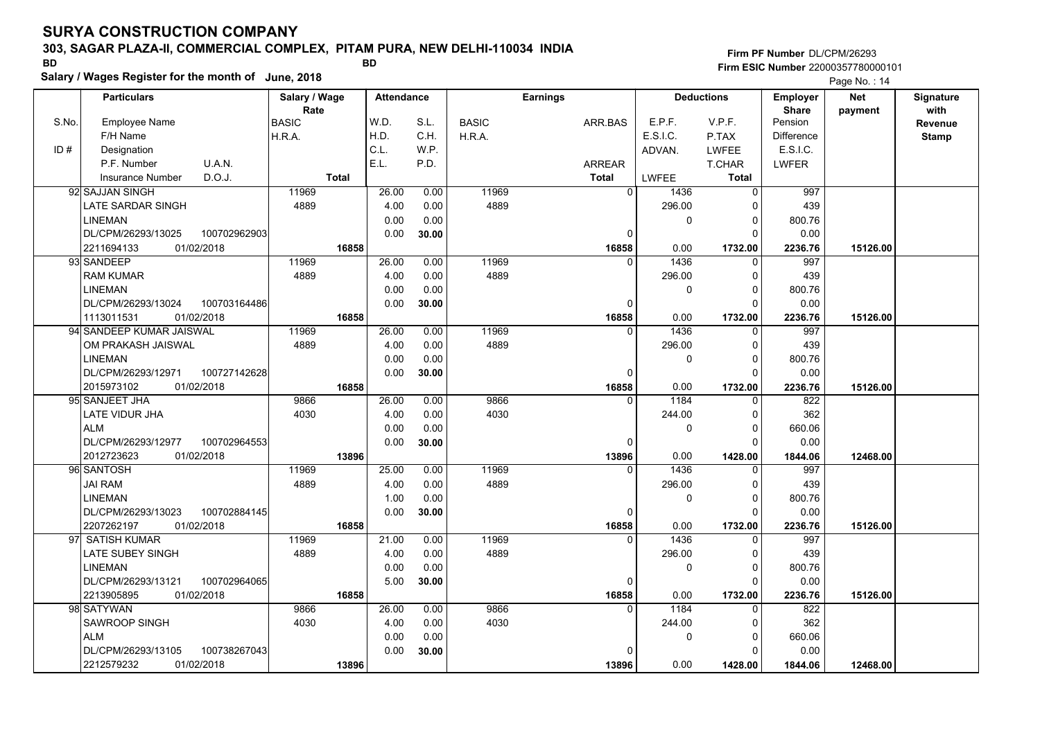# SURYA CONSTRUCTION COMPANY

## 303, SAGAR PLAZA-II, COMMERCIAL COMPLEX, PITAM PURA, NEW DELHI-110034 INDIA

BD BD

**Salary / Wages Register for the month of June, 2018**

Firm PF Number DL/CPM/26293
Firm ESIC Number 22000357780000101

| S.No. / ID # | Employee Name / F/H Name / Designation / P.F. Number / U.A.N. / Insurance Number / D.O.J. | Salary / Wage Rate: BASIC / H.R.A. / Total | Attendance: W.D. / H.D. / C.L. / E.L. | Attendance: S.L. / C.H. / W.P. / P.D. | Earnings: BASIC / H.R.A. | Earnings: ARR.BAS / ARREAR / Total | Deductions: E.P.F. / E.S.I.C. / ADVAN. / LWFEE | Deductions: V.P.F. / P.TAX / LWFEE / T.CHAR / Total | Employer Share: Pension / Difference / E.S.I.C. / LWFER | Net payment | Signature with Revenue Stamp |
|---|---|---|---|---|---|---|---|---|---|---|---|
| 92 | SAJJAN SINGH / LATE SARDAR SINGH / LINEMAN / DL/CPM/26293/13025 / 100702962903 / 2211694133 / 01/02/2018 | 11969 / 4889 / 16858 | 26.00 / 4.00 / 0.00 / 0.00 | 0.00 / 0.00 / 0.00 / 30.00 | 11969 / 4889 | 0 / 0 / 16858 | 1436 / 296.00 / 0 / 0.00 | 0 / 0 / 0 / 0 / 1732.00 | 997 / 439 / 800.76 / 0.00 / 2236.76 | 15126.00 | |
| 93 | SANDEEP / RAM KUMAR / LINEMAN / DL/CPM/26293/13024 / 100703164486 / 1113011531 / 01/02/2018 | 11969 / 4889 / 16858 | 26.00 / 4.00 / 0.00 / 0.00 | 0.00 / 0.00 / 0.00 / 30.00 | 11969 / 4889 | 0 / 0 / 16858 | 1436 / 296.00 / 0 / 0.00 | 0 / 0 / 0 / 0 / 1732.00 | 997 / 439 / 800.76 / 0.00 / 2236.76 | 15126.00 | |
| 94 | SANDEEP KUMAR JAISWAL / OM PRAKASH JAISWAL / LINEMAN / DL/CPM/26293/12971 / 100727142628 / 2015973102 / 01/02/2018 | 11969 / 4889 / 16858 | 26.00 / 4.00 / 0.00 / 0.00 | 0.00 / 0.00 / 0.00 / 30.00 | 11969 / 4889 | 0 / 0 / 16858 | 1436 / 296.00 / 0 / 0.00 | 0 / 0 / 0 / 0 / 1732.00 | 997 / 439 / 800.76 / 0.00 / 2236.76 | 15126.00 | |
| 95 | SANJEET JHA / LATE VIDUR JHA / ALM / DL/CPM/26293/12977 / 100702964553 / 2012723623 / 01/02/2018 | 9866 / 4030 / 13896 | 26.00 / 4.00 / 0.00 / 0.00 | 0.00 / 0.00 / 0.00 / 30.00 | 9866 / 4030 | 0 / 0 / 13896 | 1184 / 244.00 / 0 / 0.00 | 0 / 0 / 0 / 0 / 1428.00 | 822 / 362 / 660.06 / 0.00 / 1844.06 | 12468.00 | |
| 96 | SANTOSH / JAI RAM / LINEMAN / DL/CPM/26293/13023 / 100702884145 / 2207262197 / 01/02/2018 | 11969 / 4889 / 16858 | 25.00 / 4.00 / 1.00 / 0.00 | 0.00 / 0.00 / 0.00 / 30.00 | 11969 / 4889 | 0 / 0 / 16858 | 1436 / 296.00 / 0 / 0.00 | 0 / 0 / 0 / 0 / 1732.00 | 997 / 439 / 800.76 / 0.00 / 2236.76 | 15126.00 | |
| 97 | SATISH KUMAR / LATE SUBEY SINGH / LINEMAN / DL/CPM/26293/13121 / 100702964065 / 2213905895 / 01/02/2018 | 11969 / 4889 / 16858 | 21.00 / 4.00 / 0.00 / 5.00 | 0.00 / 0.00 / 0.00 / 30.00 | 11969 / 4889 | 0 / 0 / 16858 | 1436 / 296.00 / 0 / 0.00 | 0 / 0 / 0 / 0 / 1732.00 | 997 / 439 / 800.76 / 0.00 / 2236.76 | 15126.00 | |
| 98 | SATYWAN / SAWROOP SINGH / ALM / DL/CPM/26293/13105 / 100738267043 / 2212579232 / 01/02/2018 | 9866 / 4030 / 13896 | 26.00 / 4.00 / 0.00 / 0.00 | 0.00 / 0.00 / 0.00 / 30.00 | 9866 / 4030 | 0 / 0 / 13896 | 1184 / 244.00 / 0 / 0.00 | 0 / 0 / 0 / 0 / 1428.00 | 822 / 362 / 660.06 / 0.00 / 1844.06 | 12468.00 | |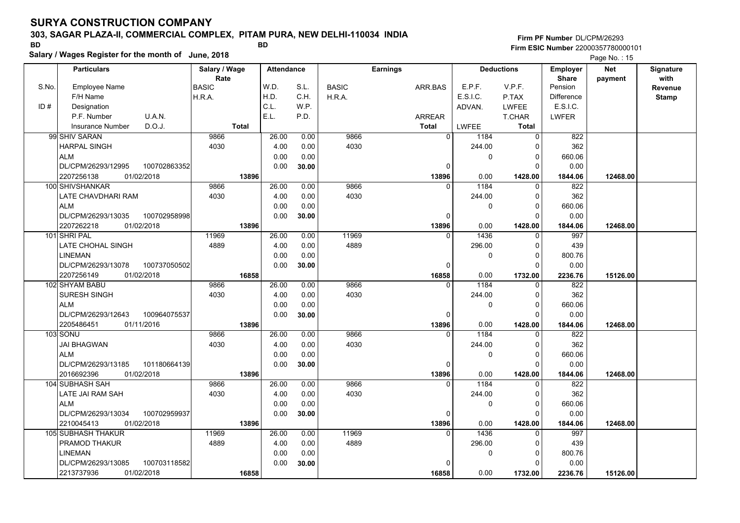# SURYA CONSTRUCTION COMPANY

**303, SAGAR PLAZA-II, COMMERCIAL COMPLEX, PITAM PURA, NEW DELHI-110034 INDIA**

BD BD

**Salary / Wages Register for the month of June, 2018**

**Firm PF Number** DL/CPM/26293
**Firm ESIC Number** 22000357780000101

| S.No. / ID # | Employee Name / F/H Name / Designation / P.F. Number / U.A.N. / Insurance Number / D.O.J. | Salary / Wage Rate: BASIC / H.R.A. / Total | W.D. / H.D. / C.L. / E.L. | S.L. / C.H. / W.P. / P.D. | Earnings: BASIC / H.R.A. | ARR.BAS / ARREAR / Total | E.P.F. / E.S.I.C. / ADVAN. / LWFEE | V.P.F. / P.TAX / LWFEE / T.CHAR / Total | Employer Share: Pension / Difference / E.S.I.C. / LWFER | Net payment | Signature with Revenue Stamp |
|---|---|---|---|---|---|---|---|---|---|---|---|
| 99 | SHIV SARAN<br>HARPAL SINGH<br>ALM<br>DL/CPM/26293/12995 100702863352<br>2207256138 01/02/2018 | 9866<br>4030<br>13896 | 26.00<br>4.00<br>0.00<br>0.00 | 0.00<br>0.00<br>0.00<br>30.00 | 9866<br>4030 | 0<br>0<br>13896 | 1184<br>244.00<br>0<br>0.00 | 0<br>0<br>0<br>0<br>1428.00 | 822<br>362<br>660.06<br>0.00<br>1844.06 | 12468.00 | |
| 100 | SHIVSHANKAR<br>LATE CHAVDHARI RAM<br>ALM<br>DL/CPM/26293/13035 100702958998<br>2207262218 01/02/2018 | 9866<br>4030<br>13896 | 26.00<br>4.00<br>0.00<br>0.00 | 0.00<br>0.00<br>0.00<br>30.00 | 9866<br>4030 | 0<br>0<br>13896 | 1184<br>244.00<br>0<br>0.00 | 0<br>0<br>0<br>0<br>1428.00 | 822<br>362<br>660.06<br>0.00<br>1844.06 | 12468.00 | |
| 101 | SHRI PAL<br>LATE CHOHAL SINGH<br>LINEMAN<br>DL/CPM/26293/13078 100737050502<br>2207256149 01/02/2018 | 11969<br>4889<br>16858 | 26.00<br>4.00<br>0.00<br>0.00 | 0.00<br>0.00<br>0.00<br>30.00 | 11969<br>4889 | 0<br>0<br>16858 | 1436<br>296.00<br>0<br>0.00 | 0<br>0<br>0<br>0<br>1732.00 | 997<br>439<br>800.76<br>0.00<br>2236.76 | 15126.00 | |
| 102 | SHYAM BABU<br>SURESH SINGH<br>ALM<br>DL/CPM/26293/12643 100964075537<br>2205486451 01/11/2016 | 9866<br>4030<br>13896 | 26.00<br>4.00<br>0.00<br>0.00 | 0.00<br>0.00<br>0.00<br>30.00 | 9866<br>4030 | 0<br>0<br>13896 | 1184<br>244.00<br>0<br>0.00 | 0<br>0<br>0<br>0<br>1428.00 | 822<br>362<br>660.06<br>0.00<br>1844.06 | 12468.00 | |
| 103 | SONU<br>JAI BHAGWAN<br>ALM<br>DL/CPM/26293/13185 101180664139<br>2016692396 01/02/2018 | 9866<br>4030<br>13896 | 26.00<br>4.00<br>0.00<br>0.00 | 0.00<br>0.00<br>0.00<br>30.00 | 9866<br>4030 | 0<br>0<br>13896 | 1184<br>244.00<br>0<br>0.00 | 0<br>0<br>0<br>0<br>1428.00 | 822<br>362<br>660.06<br>0.00<br>1844.06 | 12468.00 | |
| 104 | SUBHASH SAH<br>LATE JAI RAM SAH<br>ALM<br>DL/CPM/26293/13034 100702959937<br>2210045413 01/02/2018 | 9866<br>4030<br>13896 | 26.00<br>4.00<br>0.00<br>0.00 | 0.00<br>0.00<br>0.00<br>30.00 | 9866<br>4030 | 0<br>0<br>13896 | 1184<br>244.00<br>0<br>0.00 | 0<br>0<br>0<br>0<br>1428.00 | 822<br>362<br>660.06<br>0.00<br>1844.06 | 12468.00 | |
| 105 | SUBHASH THAKUR<br>PRAMOD THAKUR<br>LINEMAN<br>DL/CPM/26293/13085 100703118582<br>2213737936 01/02/2018 | 11969<br>4889<br>16858 | 26.00<br>4.00<br>0.00<br>0.00 | 0.00<br>0.00<br>0.00<br>30.00 | 11969<br>4889 | 0<br>0<br>16858 | 1436<br>296.00<br>0<br>0.00 | 0<br>0<br>0<br>0<br>1732.00 | 997<br>439<br>800.76<br>0.00<br>2236.76 | 15126.00 | |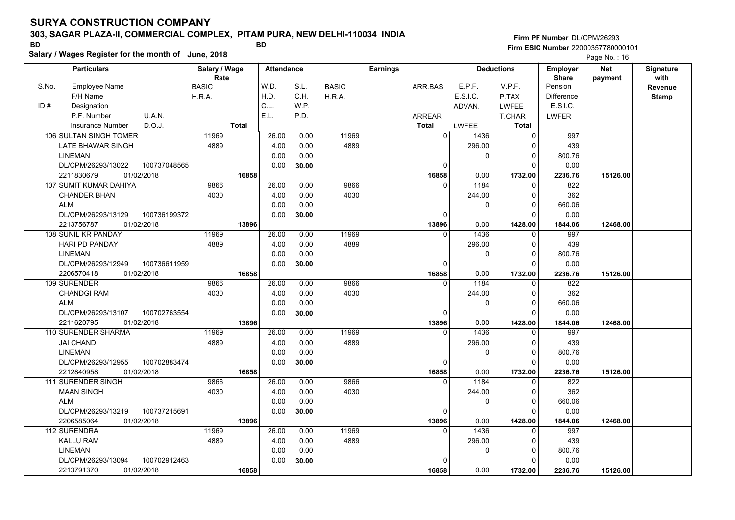# SURYA CONSTRUCTION COMPANY

**303, SAGAR PLAZA-II, COMMERCIAL COMPLEX, PITAM PURA, NEW DELHI-110034 INDIA**

BD BD

**Salary / Wages Register for the month of June, 2018**

**Firm PF Number** DL/CPM/26293
**Firm ESIC Number** 22000357780000101

Page No. : 16

| S.No. / ID # | Particulars: Employee Name / F/H Name / Designation / P.F. Number / U.A.N. / Insurance Number / D.O.J. | Salary / Wage Rate: BASIC / H.R.A. / Total | Attendance: W.D. / H.D. / C.L. / E.L. | Attendance: S.L. / C.H. / W.P. / P.D. | Earnings: BASIC / H.R.A. | Earnings: ARR.BAS / ARREAR / Total | Deductions: E.P.F. / E.S.I.C. / ADVAN. / LWFEE | Deductions: V.P.F. / P.TAX / LWFEE / T.CHAR / Total | Employer Share: Pension / Difference / E.S.I.C. / LWFER | Net payment | Signature with Revenue Stamp |
|---|---|---|---|---|---|---|---|---|---|---|---|
| 106 | SULTAN SINGH TOMER / LATE BHAWAR SINGH / LINEMAN / DL/CPM/26293/13022 / 100737048565 / 2211830679 / 01/02/2018 | 11969 / 4889 / 16858 | 26.00 / 4.00 / 0.00 / 0.00 | 0.00 / 0.00 / 0.00 / 30.00 | 11969 / 4889 | 0 / 0 / 16858 | 1436 / 296.00 / 0 / 0.00 | 0 / 0 / 0 / 0 / 1732.00 | 997 / 439 / 800.76 / 0.00 / 2236.76 | 15126.00 | |
| 107 | SUMIT KUMAR DAHIYA / CHANDER BHAN / ALM / DL/CPM/26293/13129 / 100736199372 / 2213756787 / 01/02/2018 | 9866 / 4030 / 13896 | 26.00 / 4.00 / 0.00 / 0.00 | 0.00 / 0.00 / 0.00 / 30.00 | 9866 / 4030 | 0 / 0 / 13896 | 1184 / 244.00 / 0 / 0.00 | 0 / 0 / 0 / 0 / 1428.00 | 822 / 362 / 660.06 / 0.00 / 1844.06 | 12468.00 | |
| 108 | SUNIL KR PANDAY / HARI PD PANDAY / LINEMAN / DL/CPM/26293/12949 / 100736611959 / 2206570418 / 01/02/2018 | 11969 / 4889 / 16858 | 26.00 / 4.00 / 0.00 / 0.00 | 0.00 / 0.00 / 0.00 / 30.00 | 11969 / 4889 | 0 / 0 / 16858 | 1436 / 296.00 / 0 / 0.00 | 0 / 0 / 0 / 0 / 1732.00 | 997 / 439 / 800.76 / 0.00 / 2236.76 | 15126.00 | |
| 109 | SURENDER / CHANDGI RAM / ALM / DL/CPM/26293/13107 / 100702763554 / 2211620795 / 01/02/2018 | 9866 / 4030 / 13896 | 26.00 / 4.00 / 0.00 / 0.00 | 0.00 / 0.00 / 0.00 / 30.00 | 9866 / 4030 | 0 / 0 / 13896 | 1184 / 244.00 / 0 / 0.00 | 0 / 0 / 0 / 0 / 1428.00 | 822 / 362 / 660.06 / 0.00 / 1844.06 | 12468.00 | |
| 110 | SURENDER SHARMA / JAI CHAND / LINEMAN / DL/CPM/26293/12955 / 100702883474 / 2212840958 / 01/02/2018 | 11969 / 4889 / 16858 | 26.00 / 4.00 / 0.00 / 0.00 | 0.00 / 0.00 / 0.00 / 30.00 | 11969 / 4889 | 0 / 0 / 16858 | 1436 / 296.00 / 0 / 0.00 | 0 / 0 / 0 / 0 / 1732.00 | 997 / 439 / 800.76 / 0.00 / 2236.76 | 15126.00 | |
| 111 | SURENDER SINGH / MAAN SINGH / ALM / DL/CPM/26293/13219 / 100737215691 / 2206585064 / 01/02/2018 | 9866 / 4030 / 13896 | 26.00 / 4.00 / 0.00 / 0.00 | 0.00 / 0.00 / 0.00 / 30.00 | 9866 / 4030 | 0 / 0 / 13896 | 1184 / 244.00 / 0 / 0.00 | 0 / 0 / 0 / 0 / 1428.00 | 822 / 362 / 660.06 / 0.00 / 1844.06 | 12468.00 | |
| 112 | SURENDRA / KALLU RAM / LINEMAN / DL/CPM/26293/13094 / 100702912463 / 2213791370 / 01/02/2018 | 11969 / 4889 / 16858 | 26.00 / 4.00 / 0.00 / 0.00 | 0.00 / 0.00 / 0.00 / 30.00 | 11969 / 4889 | 0 / 0 / 16858 | 1436 / 296.00 / 0 / 0.00 | 0 / 0 / 0 / 0 / 1732.00 | 997 / 439 / 800.76 / 0.00 / 2236.76 | 15126.00 | |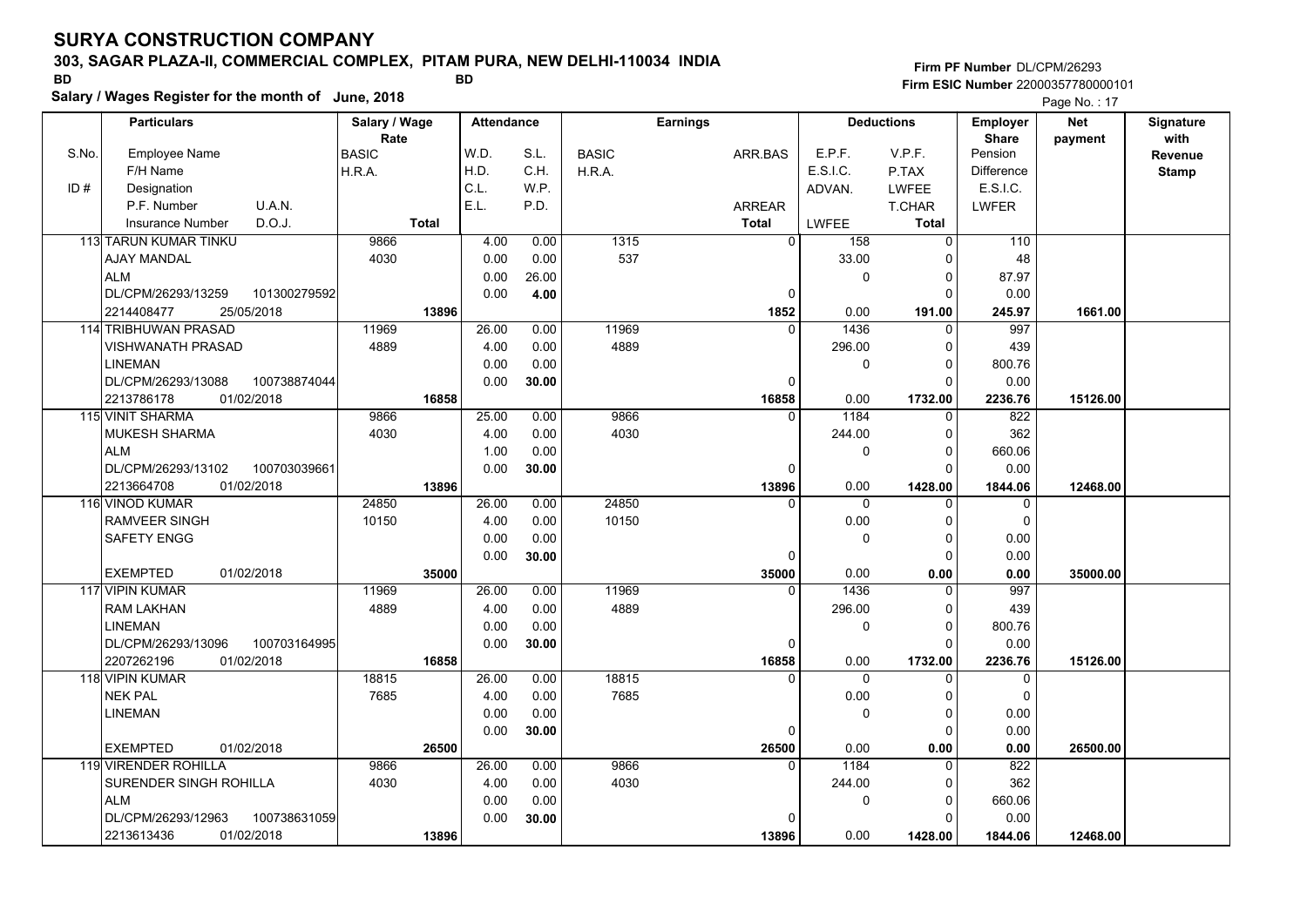# SURYA CONSTRUCTION COMPANY

## 303, SAGAR PLAZA-II, COMMERCIAL COMPLEX, PITAM PURA, NEW DELHI-110034 INDIA

BD BD

**Salary / Wages Register for the month of June, 2018**

Firm PF Number DL/CPM/26293
Firm ESIC Number 22000357780000101

Page No. : 17

| S.No. / ID # | Particulars: Employee Name / F/H Name / Designation / P.F. Number, U.A.N. / Insurance Number, D.O.J. | Salary / Wage Rate: BASIC / H.R.A. / Total | Attendance: W.D. / H.D. / C.L. / E.L. | Attendance: S.L. / C.H. / W.P. / P.D. | Earnings: BASIC / H.R.A. | Earnings: ARR.BAS / ARREAR / Total | Deductions: E.P.F. / E.S.I.C. / ADVAN. / LWFEE | Deductions: V.P.F. / P.TAX / LWFEE / T.CHAR / Total | Employer Share: Pension / Difference / E.S.I.C. / LWFER | Net payment | Signature with Revenue Stamp |
|---|---|---|---|---|---|---|---|---|---|---|---|
| 113 | TARUN KUMAR TINKU<br>AJAY MANDAL<br>ALM<br>DL/CPM/26293/13259 101300279592<br>2214408477 25/05/2018 | 9866<br>4030<br>13896 | 4.00<br>0.00<br>0.00<br>0.00 | 0.00<br>0.00<br>26.00<br>4.00 | 1315<br>537 | 0<br>0<br>1852 | 158<br>33.00<br>0<br>0.00 | 0<br>0<br>0<br>0<br>191.00 | 110<br>48<br>87.97<br>0.00<br>245.97 | 1661.00 | |
| 114 | TRIBHUWAN PRASAD<br>VISHWANATH PRASAD<br>LINEMAN<br>DL/CPM/26293/13088 100738874044<br>2213786178 01/02/2018 | 11969<br>4889<br>16858 | 26.00<br>4.00<br>0.00<br>0.00 | 0.00<br>0.00<br>0.00<br>30.00 | 11969<br>4889 | 0<br>0<br>16858 | 1436<br>296.00<br>0<br>0.00 | 0<br>0<br>0<br>0<br>1732.00 | 997<br>439<br>800.76<br>0.00<br>2236.76 | 15126.00 | |
| 115 | VINIT SHARMA<br>MUKESH SHARMA<br>ALM<br>DL/CPM/26293/13102 100703039661<br>2213664708 01/02/2018 | 9866<br>4030<br>13896 | 25.00<br>4.00<br>1.00<br>0.00 | 0.00<br>0.00<br>0.00<br>30.00 | 9866<br>4030 | 0<br>0<br>13896 | 1184<br>244.00<br>0<br>0.00 | 0<br>0<br>0<br>0<br>1428.00 | 822<br>362<br>660.06<br>0.00<br>1844.06 | 12468.00 | |
| 116 | VINOD KUMAR<br>RAMVEER SINGH<br>SAFETY ENGG<br><br>EXEMPTED 01/02/2018 | 24850<br>10150<br>35000 | 26.00<br>4.00<br>0.00<br>0.00 | 0.00<br>0.00<br>0.00<br>30.00 | 24850<br>10150 | 0<br>0<br>35000 | 0<br>0.00<br>0<br>0.00 | 0<br>0<br>0<br>0<br>0.00 | 0<br>0<br>0.00<br>0.00<br>0.00 | 35000.00 | |
| 117 | VIPIN KUMAR<br>RAM LAKHAN<br>LINEMAN<br>DL/CPM/26293/13096 100703164995<br>2207262196 01/02/2018 | 11969<br>4889<br>16858 | 26.00<br>4.00<br>0.00<br>0.00 | 0.00<br>0.00<br>0.00<br>30.00 | 11969<br>4889 | 0<br>0<br>16858 | 1436<br>296.00<br>0<br>0.00 | 0<br>0<br>0<br>0<br>1732.00 | 997<br>439<br>800.76<br>0.00<br>2236.76 | 15126.00 | |
| 118 | VIPIN KUMAR<br>NEK PAL<br>LINEMAN<br><br>EXEMPTED 01/02/2018 | 18815<br>7685<br>26500 | 26.00<br>4.00<br>0.00<br>0.00 | 0.00<br>0.00<br>0.00<br>30.00 | 18815<br>7685 | 0<br>0<br>26500 | 0<br>0.00<br>0<br>0.00 | 0<br>0<br>0<br>0<br>0.00 | 0<br>0<br>0.00<br>0.00<br>0.00 | 26500.00 | |
| 119 | VIRENDER ROHILLA<br>SURENDER SINGH ROHILLA<br>ALM<br>DL/CPM/26293/12963 100738631059<br>2213613436 01/02/2018 | 9866<br>4030<br>13896 | 26.00<br>4.00<br>0.00<br>0.00 | 0.00<br>0.00<br>0.00<br>30.00 | 9866<br>4030 | 0<br>0<br>13896 | 1184<br>244.00<br>0<br>0.00 | 0<br>0<br>0<br>0<br>1428.00 | 822<br>362<br>660.06<br>0.00<br>1844.06 | 12468.00 | |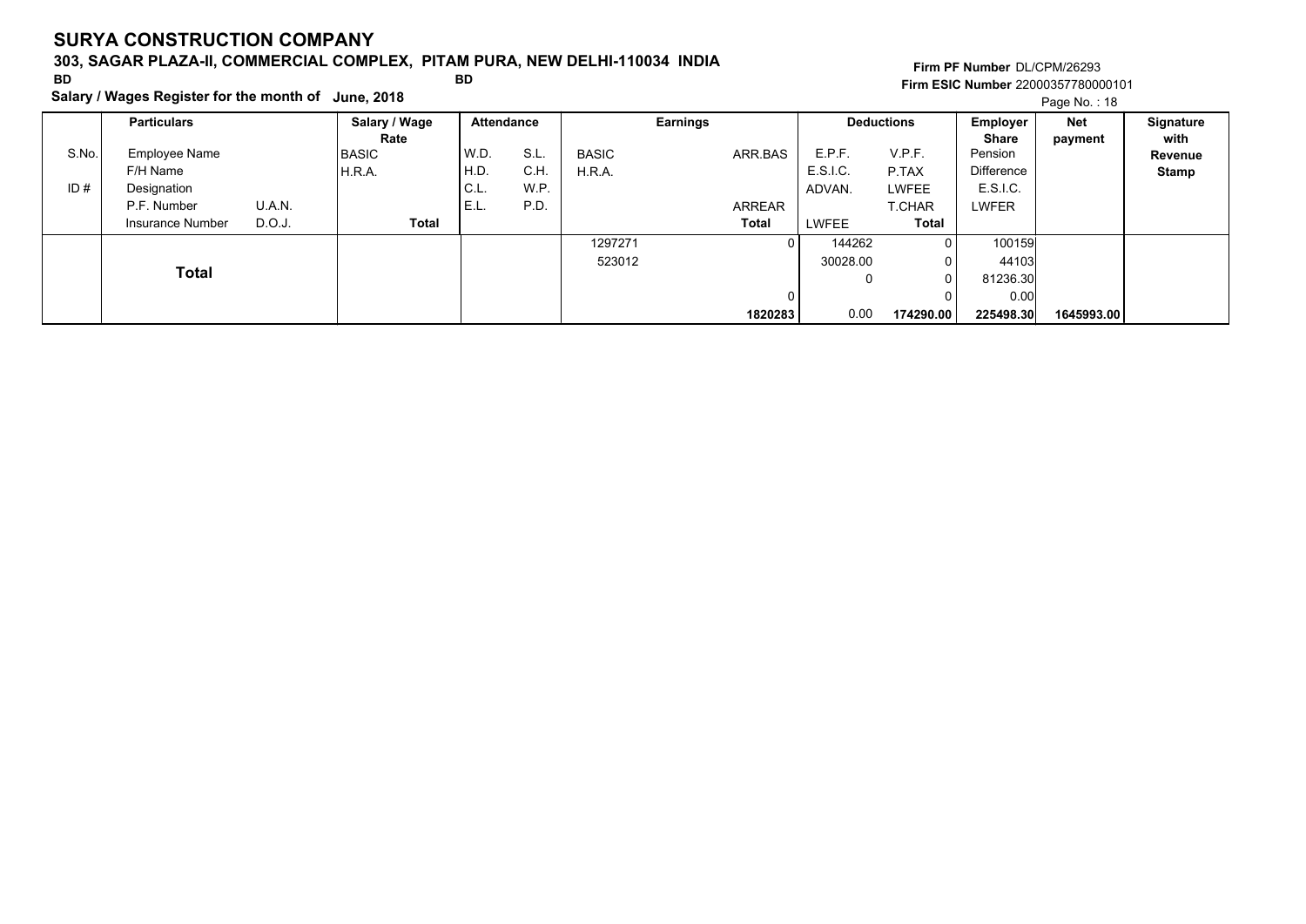# SURYA CONSTRUCTION COMPANY

**303, SAGAR PLAZA-II, COMMERCIAL COMPLEX, PITAM PURA, NEW DELHI-110034 INDIA**

**BD** **BD**

**Salary / Wages Register for the month of June, 2018**

**Firm PF Number** DL/CPM/26293

**Firm ESIC Number** 22000357780000101

| | **Particulars** | | **Salary / Wage Rate** | **Attendance** | | **Earnings** | | **Deductions** | | **Employer Share** | **Net payment** | **Signature with Revenue Stamp** |
|---|---|---|---|---|---|---|---|---|---|---|---|---|
| S.No. | Employee Name | | BASIC | W.D. | S.L. | BASIC | ARR.BAS | E.P.F. | V.P.F. | Pension | | |
| | F/H Name | | H.R.A. | H.D. | C.H. | H.R.A. | | E.S.I.C. | P.TAX | Difference | | |
| ID # | Designation | | | C.L. | W.P. | | | ADVAN. | LWFEE | E.S.I.C. | | |
| | P.F. Number | U.A.N. | | E.L. | P.D. | | ARREAR | | T.CHAR | LWFER | | |
| | Insurance Number | D.O.J. | **Total** | | | | **Total** | LWFEE | **Total** | | | |
| | | | | | | 1297271 | 0 | 144262 | 0 | 100159 | | |
| | **Total** | | | | | 523012 | | 30028.00 | 0 | 44103 | | |
| | | | | | | | | 0 | 0 | 81236.30 | | |
| | | | | | | | 0 | | 0 | 0.00 | | |
| | | | | | | | **1820283** | 0.00 | **174290.00** | **225498.30** | **1645993.00** | |